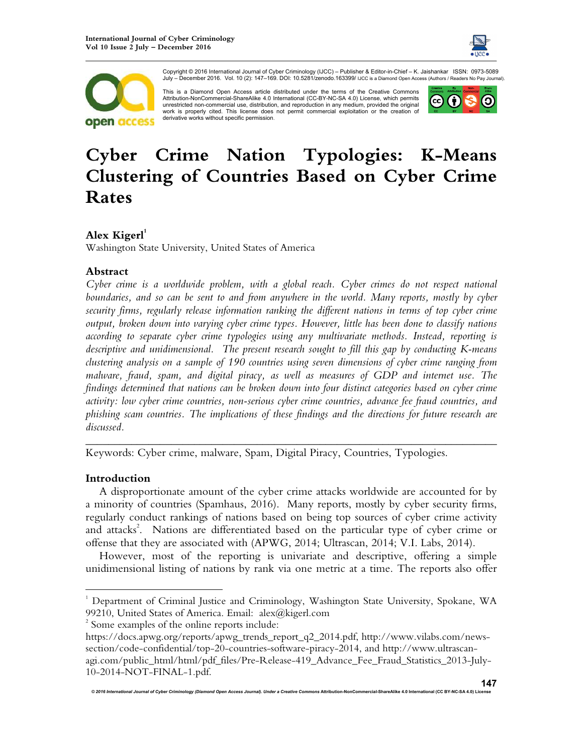Copyright © 2016 International Journal of Cyber Criminology (IJCC) – Publisher & Editor-in-Chief – K. Jaishankar ISSN: 0973-5089 July – December 2016. Vol. 10 (2): 147–169. DOI: 10.5281/zenodo.163399/ IJCC is a Diamond Open Access (Authors / Readers No Pay Journal).

This is a Diamond Open Access article distributed under the terms of the Creative Commons Attribution-NonCommercial-ShareAlike 4.0 International (CC-BY-NC-SA 4.0) License, which permits unrestricted non-commercial use, distribution, and reproduction in any medium, provided the original work is properly cited. This license does not permit commercial exploitation or the creation of derivative works without specific permission.

# Cyber Crime Nation Typologies: K-Means Clustering of Countries Based on Cyber Crime Rates

**Alex Kigerl**[1]

Washington State University, United States of America

## Abstract

*Cyber crime is a worldwide problem, with a global reach. Cyber crimes do not respect national boundaries, and so can be sent to and from anywhere in the world. Many reports, mostly by cyber security firms, regularly release information ranking the different nations in terms of top cyber crime output, broken down into varying cyber crime types. However, little has been done to classify nations according to separate cyber crime typologies using any multivariate methods. Instead, reporting is descriptive and unidimensional. The present research sought to fill this gap by conducting K-means clustering analysis on a sample of 190 countries using seven dimensions of cyber crime ranging from malware, fraud, spam, and digital piracy, as well as measures of GDP and internet use. The findings determined that nations can be broken down into four distinct categories based on cyber crime activity: low cyber crime countries, non-serious cyber crime countries, advance fee fraud countries, and phishing scam countries. The implications of these findings and the directions for future research are discussed.*

---

Keywords: Cyber crime, malware, Spam, Digital Piracy, Countries, Typologies.

## Introduction

A disproportionate amount of the cyber crime attacks worldwide are accounted for by a minority of countries (Spamhaus, 2016). Many reports, mostly by cyber security firms, regularly conduct rankings of nations based on being top sources of cyber crime activity and attacks[2]. Nations are differentiated based on the particular type of cyber crime or offense that they are associated with (APWG, 2014; Ultrascan, 2014; V.I. Labs, 2014).

However, most of the reporting is univariate and descriptive, offering a simple unidimensional listing of nations by rank via one metric at a time. The reports also offer

---

[1] Department of Criminal Justice and Criminology, Washington State University, Spokane, WA 99210, United States of America. Email: alex@kigerl.com

[2] Some examples of the online reports include: https://docs.apwg.org/reports/apwg_trends_report_q2_2014.pdf, http://www.vilabs.com/news-section/code-confidential/top-20-countries-software-piracy-2014, and http://www.ultrascan-agi.com/public_html/html/pdf_files/Pre-Release-419_Advance_Fee_Fraud_Statistics_2013-July-10-2014-NOT-FINAL-1.pdf.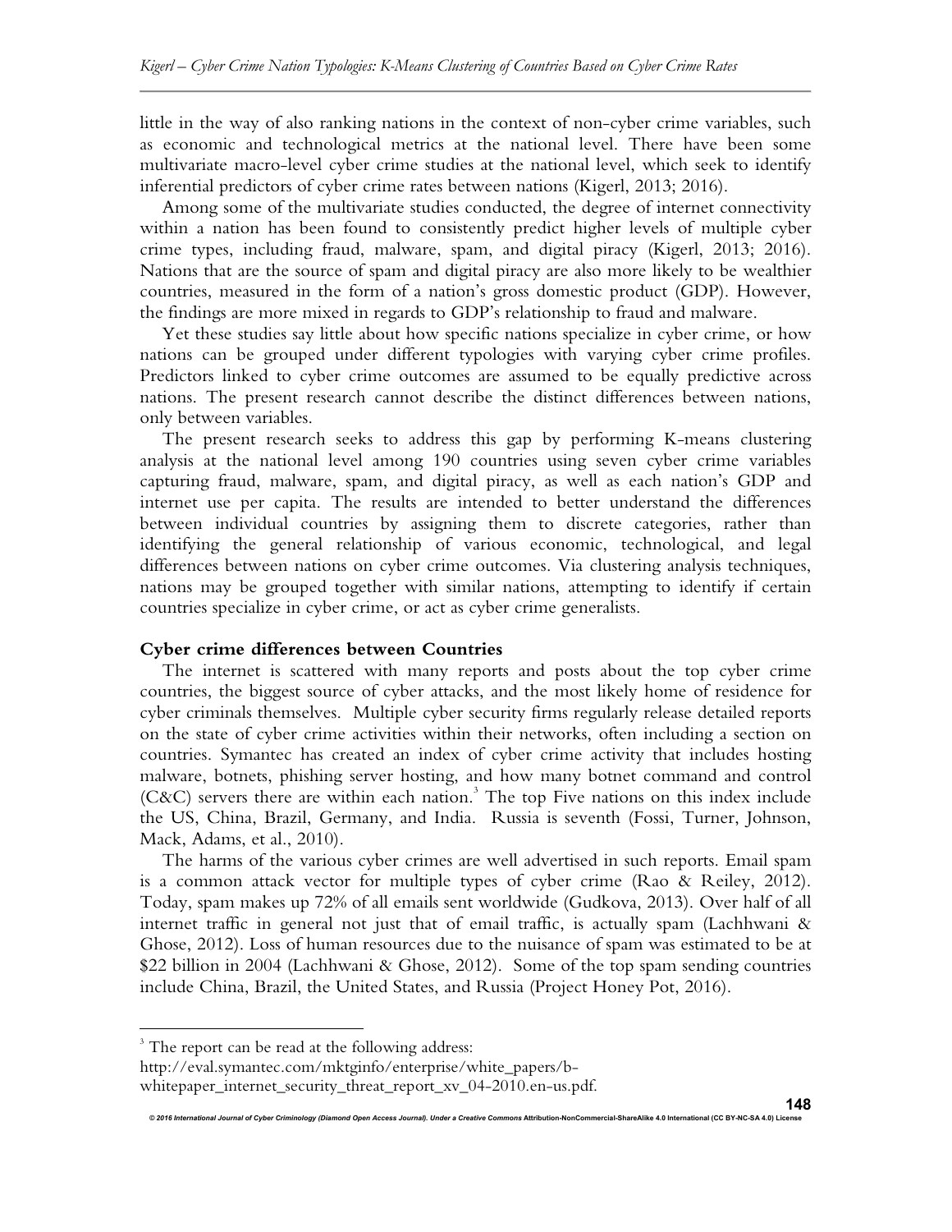little in the way of also ranking nations in the context of non-cyber crime variables, such as economic and technological metrics at the national level. There have been some multivariate macro-level cyber crime studies at the national level, which seek to identify inferential predictors of cyber crime rates between nations (Kigerl, 2013; 2016).

Among some of the multivariate studies conducted, the degree of internet connectivity within a nation has been found to consistently predict higher levels of multiple cyber crime types, including fraud, malware, spam, and digital piracy (Kigerl, 2013; 2016). Nations that are the source of spam and digital piracy are also more likely to be wealthier countries, measured in the form of a nation's gross domestic product (GDP). However, the findings are more mixed in regards to GDP's relationship to fraud and malware.

Yet these studies say little about how specific nations specialize in cyber crime, or how nations can be grouped under different typologies with varying cyber crime profiles. Predictors linked to cyber crime outcomes are assumed to be equally predictive across nations. The present research cannot describe the distinct differences between nations, only between variables.

The present research seeks to address this gap by performing K-means clustering analysis at the national level among 190 countries using seven cyber crime variables capturing fraud, malware, spam, and digital piracy, as well as each nation's GDP and internet use per capita. The results are intended to better understand the differences between individual countries by assigning them to discrete categories, rather than identifying the general relationship of various economic, technological, and legal differences between nations on cyber crime outcomes. Via clustering analysis techniques, nations may be grouped together with similar nations, attempting to identify if certain countries specialize in cyber crime, or act as cyber crime generalists.

**Cyber crime differences between Countries**

The internet is scattered with many reports and posts about the top cyber crime countries, the biggest source of cyber attacks, and the most likely home of residence for cyber criminals themselves. Multiple cyber security firms regularly release detailed reports on the state of cyber crime activities within their networks, often including a section on countries. Symantec has created an index of cyber crime activity that includes hosting malware, botnets, phishing server hosting, and how many botnet command and control (C&C) servers there are within each nation.[3] The top Five nations on this index include the US, China, Brazil, Germany, and India. Russia is seventh (Fossi, Turner, Johnson, Mack, Adams, et al., 2010).

The harms of the various cyber crimes are well advertised in such reports. Email spam is a common attack vector for multiple types of cyber crime (Rao & Reiley, 2012). Today, spam makes up 72% of all emails sent worldwide (Gudkova, 2013). Over half of all internet traffic in general not just that of email traffic, is actually spam (Lachhwani & Ghose, 2012). Loss of human resources due to the nuisance of spam was estimated to be at $22 billion in 2004 (Lachhwani & Ghose, 2012). Some of the top spam sending countries include China, Brazil, the United States, and Russia (Project Honey Pot, 2016).

[3] The report can be read at the following address: http://eval.symantec.com/mktginfo/enterprise/white_papers/b-whitepaper_internet_security_threat_report_xv_04-2010.en-us.pdf.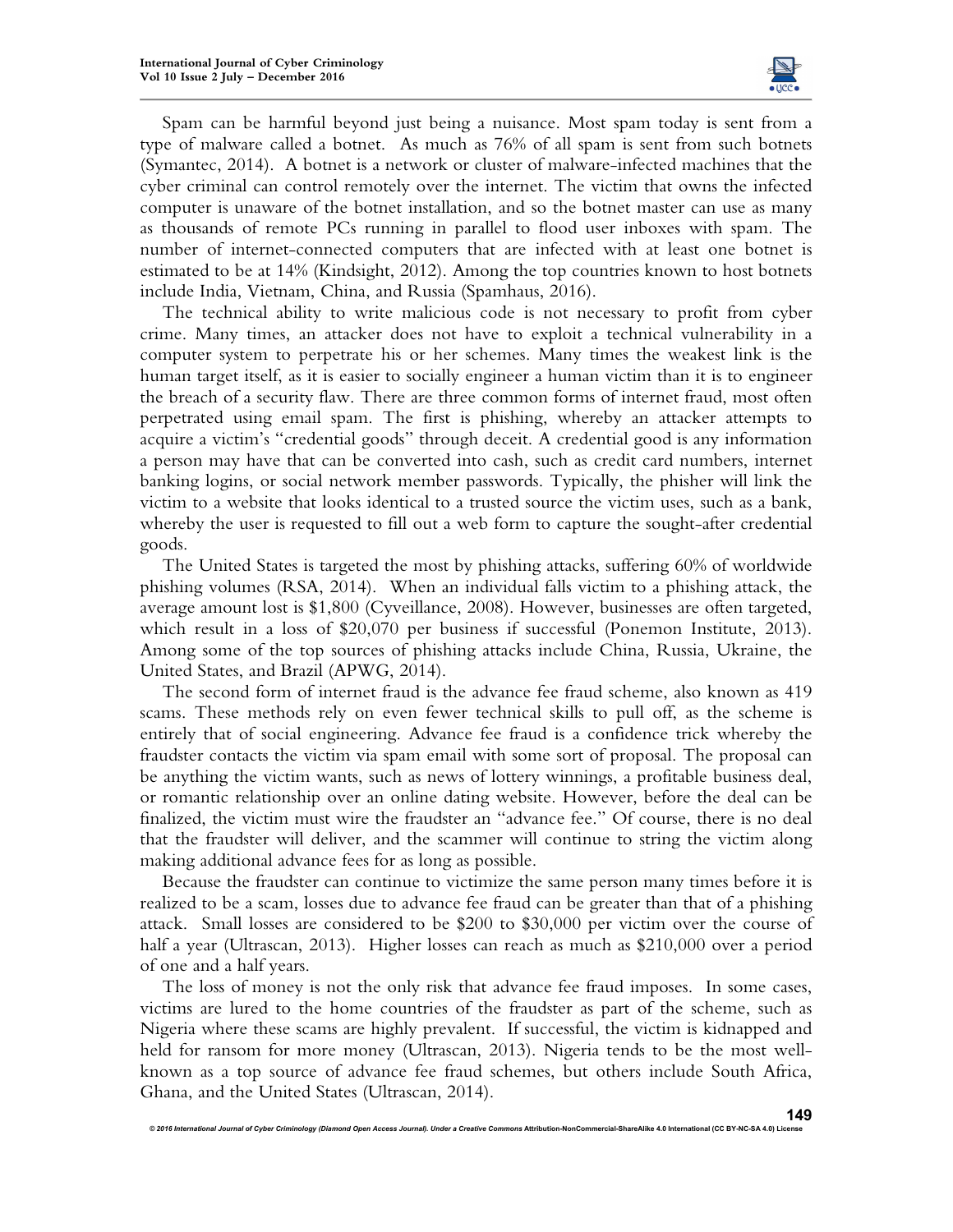Spam can be harmful beyond just being a nuisance. Most spam today is sent from a type of malware called a botnet. As much as 76% of all spam is sent from such botnets (Symantec, 2014). A botnet is a network or cluster of malware-infected machines that the cyber criminal can control remotely over the internet. The victim that owns the infected computer is unaware of the botnet installation, and so the botnet master can use as many as thousands of remote PCs running in parallel to flood user inboxes with spam. The number of internet-connected computers that are infected with at least one botnet is estimated to be at 14% (Kindsight, 2012). Among the top countries known to host botnets include India, Vietnam, China, and Russia (Spamhaus, 2016).

The technical ability to write malicious code is not necessary to profit from cyber crime. Many times, an attacker does not have to exploit a technical vulnerability in a computer system to perpetrate his or her schemes. Many times the weakest link is the human target itself, as it is easier to socially engineer a human victim than it is to engineer the breach of a security flaw. There are three common forms of internet fraud, most often perpetrated using email spam. The first is phishing, whereby an attacker attempts to acquire a victim's "credential goods" through deceit. A credential good is any information a person may have that can be converted into cash, such as credit card numbers, internet banking logins, or social network member passwords. Typically, the phisher will link the victim to a website that looks identical to a trusted source the victim uses, such as a bank, whereby the user is requested to fill out a web form to capture the sought-after credential goods.

The United States is targeted the most by phishing attacks, suffering 60% of worldwide phishing volumes (RSA, 2014). When an individual falls victim to a phishing attack, the average amount lost is $1,800 (Cyveillance, 2008). However, businesses are often targeted, which result in a loss of $20,070 per business if successful (Ponemon Institute, 2013). Among some of the top sources of phishing attacks include China, Russia, Ukraine, the United States, and Brazil (APWG, 2014).

The second form of internet fraud is the advance fee fraud scheme, also known as 419 scams. These methods rely on even fewer technical skills to pull off, as the scheme is entirely that of social engineering. Advance fee fraud is a confidence trick whereby the fraudster contacts the victim via spam email with some sort of proposal. The proposal can be anything the victim wants, such as news of lottery winnings, a profitable business deal, or romantic relationship over an online dating website. However, before the deal can be finalized, the victim must wire the fraudster an "advance fee." Of course, there is no deal that the fraudster will deliver, and the scammer will continue to string the victim along making additional advance fees for as long as possible.

Because the fraudster can continue to victimize the same person many times before it is realized to be a scam, losses due to advance fee fraud can be greater than that of a phishing attack. Small losses are considered to be $200 to $30,000 per victim over the course of half a year (Ultrascan, 2013). Higher losses can reach as much as $210,000 over a period of one and a half years.

The loss of money is not the only risk that advance fee fraud imposes. In some cases, victims are lured to the home countries of the fraudster as part of the scheme, such as Nigeria where these scams are highly prevalent. If successful, the victim is kidnapped and held for ransom for more money (Ultrascan, 2013). Nigeria tends to be the most well-known as a top source of advance fee fraud schemes, but others include South Africa, Ghana, and the United States (Ultrascan, 2014).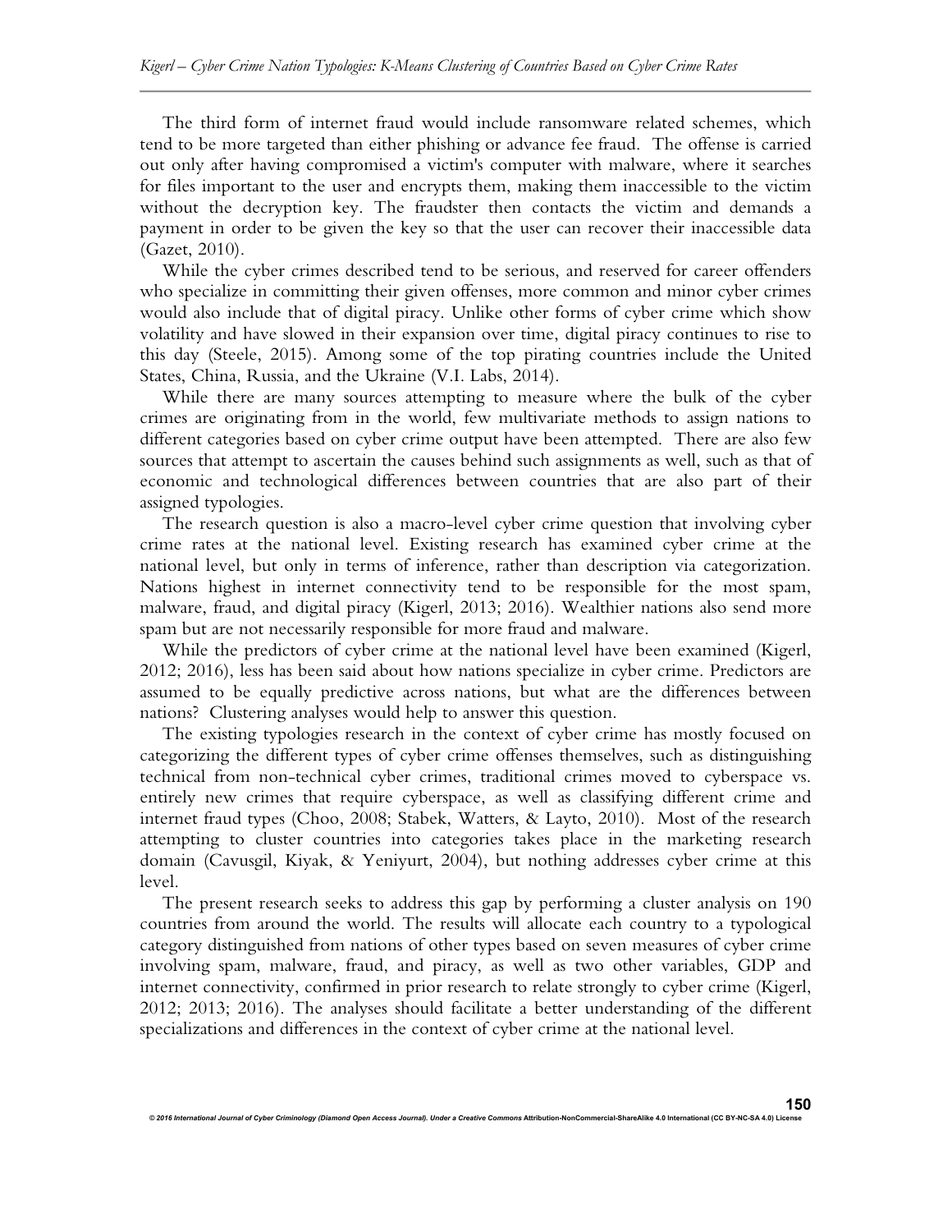The third form of internet fraud would include ransomware related schemes, which tend to be more targeted than either phishing or advance fee fraud. The offense is carried out only after having compromised a victim's computer with malware, where it searches for files important to the user and encrypts them, making them inaccessible to the victim without the decryption key. The fraudster then contacts the victim and demands a payment in order to be given the key so that the user can recover their inaccessible data (Gazet, 2010).

While the cyber crimes described tend to be serious, and reserved for career offenders who specialize in committing their given offenses, more common and minor cyber crimes would also include that of digital piracy. Unlike other forms of cyber crime which show volatility and have slowed in their expansion over time, digital piracy continues to rise to this day (Steele, 2015). Among some of the top pirating countries include the United States, China, Russia, and the Ukraine (V.I. Labs, 2014).

While there are many sources attempting to measure where the bulk of the cyber crimes are originating from in the world, few multivariate methods to assign nations to different categories based on cyber crime output have been attempted. There are also few sources that attempt to ascertain the causes behind such assignments as well, such as that of economic and technological differences between countries that are also part of their assigned typologies.

The research question is also a macro-level cyber crime question that involving cyber crime rates at the national level. Existing research has examined cyber crime at the national level, but only in terms of inference, rather than description via categorization. Nations highest in internet connectivity tend to be responsible for the most spam, malware, fraud, and digital piracy (Kigerl, 2013; 2016). Wealthier nations also send more spam but are not necessarily responsible for more fraud and malware.

While the predictors of cyber crime at the national level have been examined (Kigerl, 2012; 2016), less has been said about how nations specialize in cyber crime. Predictors are assumed to be equally predictive across nations, but what are the differences between nations? Clustering analyses would help to answer this question.

The existing typologies research in the context of cyber crime has mostly focused on categorizing the different types of cyber crime offenses themselves, such as distinguishing technical from non-technical cyber crimes, traditional crimes moved to cyberspace vs. entirely new crimes that require cyberspace, as well as classifying different crime and internet fraud types (Choo, 2008; Stabek, Watters, & Layto, 2010). Most of the research attempting to cluster countries into categories takes place in the marketing research domain (Cavusgil, Kiyak, & Yeniyurt, 2004), but nothing addresses cyber crime at this level.

The present research seeks to address this gap by performing a cluster analysis on 190 countries from around the world. The results will allocate each country to a typological category distinguished from nations of other types based on seven measures of cyber crime involving spam, malware, fraud, and piracy, as well as two other variables, GDP and internet connectivity, confirmed in prior research to relate strongly to cyber crime (Kigerl, 2012; 2013; 2016). The analyses should facilitate a better understanding of the different specializations and differences in the context of cyber crime at the national level.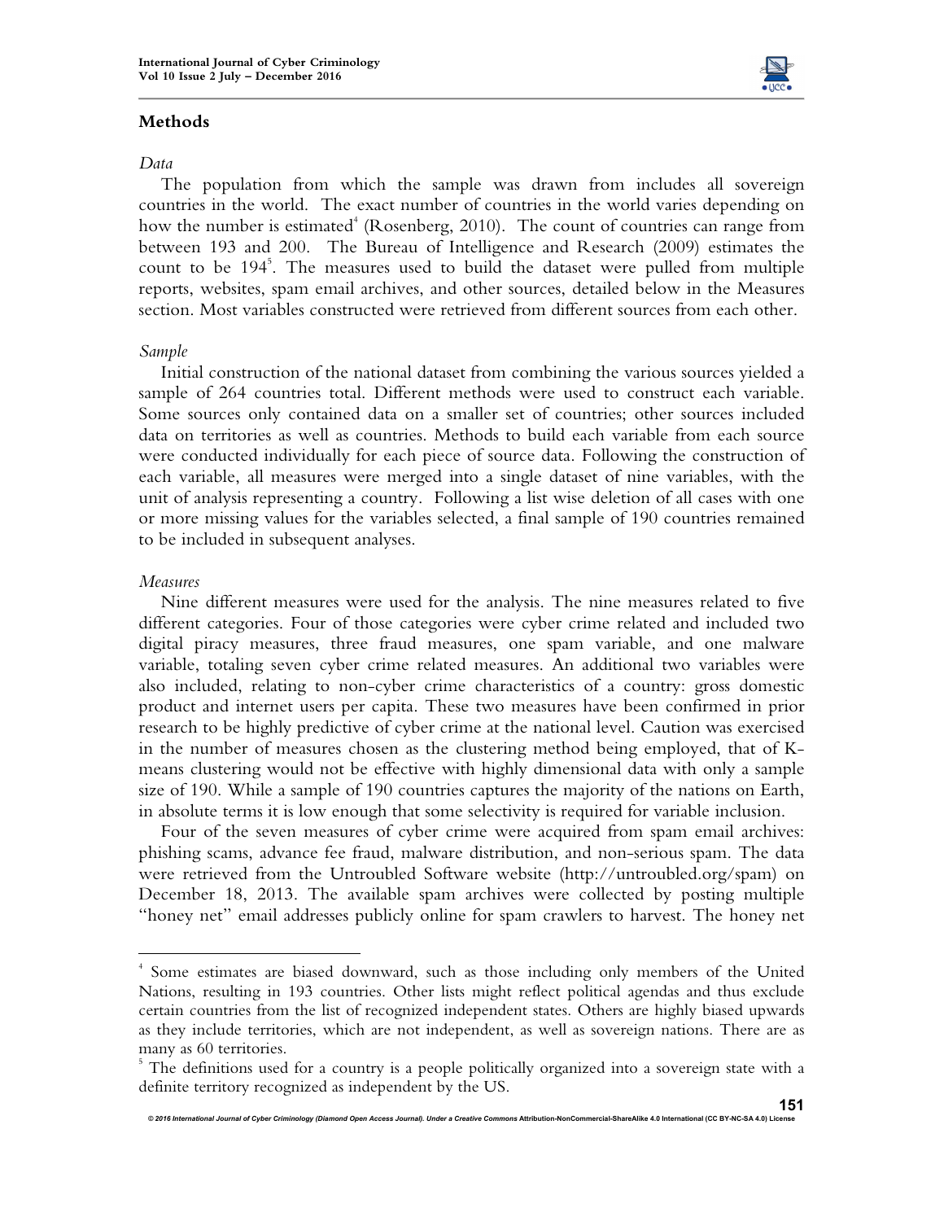## Methods

### *Data*

The population from which the sample was drawn from includes all sovereign countries in the world. The exact number of countries in the world varies depending on how the number is estimated[4] (Rosenberg, 2010). The count of countries can range from between 193 and 200. The Bureau of Intelligence and Research (2009) estimates the count to be 194[5]. The measures used to build the dataset were pulled from multiple reports, websites, spam email archives, and other sources, detailed below in the Measures section. Most variables constructed were retrieved from different sources from each other.

### *Sample*

Initial construction of the national dataset from combining the various sources yielded a sample of 264 countries total. Different methods were used to construct each variable. Some sources only contained data on a smaller set of countries; other sources included data on territories as well as countries. Methods to build each variable from each source were conducted individually for each piece of source data. Following the construction of each variable, all measures were merged into a single dataset of nine variables, with the unit of analysis representing a country. Following a list wise deletion of all cases with one or more missing values for the variables selected, a final sample of 190 countries remained to be included in subsequent analyses.

### *Measures*

Nine different measures were used for the analysis. The nine measures related to five different categories. Four of those categories were cyber crime related and included two digital piracy measures, three fraud measures, one spam variable, and one malware variable, totaling seven cyber crime related measures. An additional two variables were also included, relating to non-cyber crime characteristics of a country: gross domestic product and internet users per capita. These two measures have been confirmed in prior research to be highly predictive of cyber crime at the national level. Caution was exercised in the number of measures chosen as the clustering method being employed, that of K-means clustering would not be effective with highly dimensional data with only a sample size of 190. While a sample of 190 countries captures the majority of the nations on Earth, in absolute terms it is low enough that some selectivity is required for variable inclusion.

Four of the seven measures of cyber crime were acquired from spam email archives: phishing scams, advance fee fraud, malware distribution, and non-serious spam. The data were retrieved from the Untroubled Software website (http://untroubled.org/spam) on December 18, 2013. The available spam archives were collected by posting multiple "honey net" email addresses publicly online for spam crawlers to harvest. The honey net

---

[4] Some estimates are biased downward, such as those including only members of the United Nations, resulting in 193 countries. Other lists might reflect political agendas and thus exclude certain countries from the list of recognized independent states. Others are highly biased upwards as they include territories, which are not independent, as well as sovereign nations. There are as many as 60 territories.

[5] The definitions used for a country is a people politically organized into a sovereign state with a definite territory recognized as independent by the US.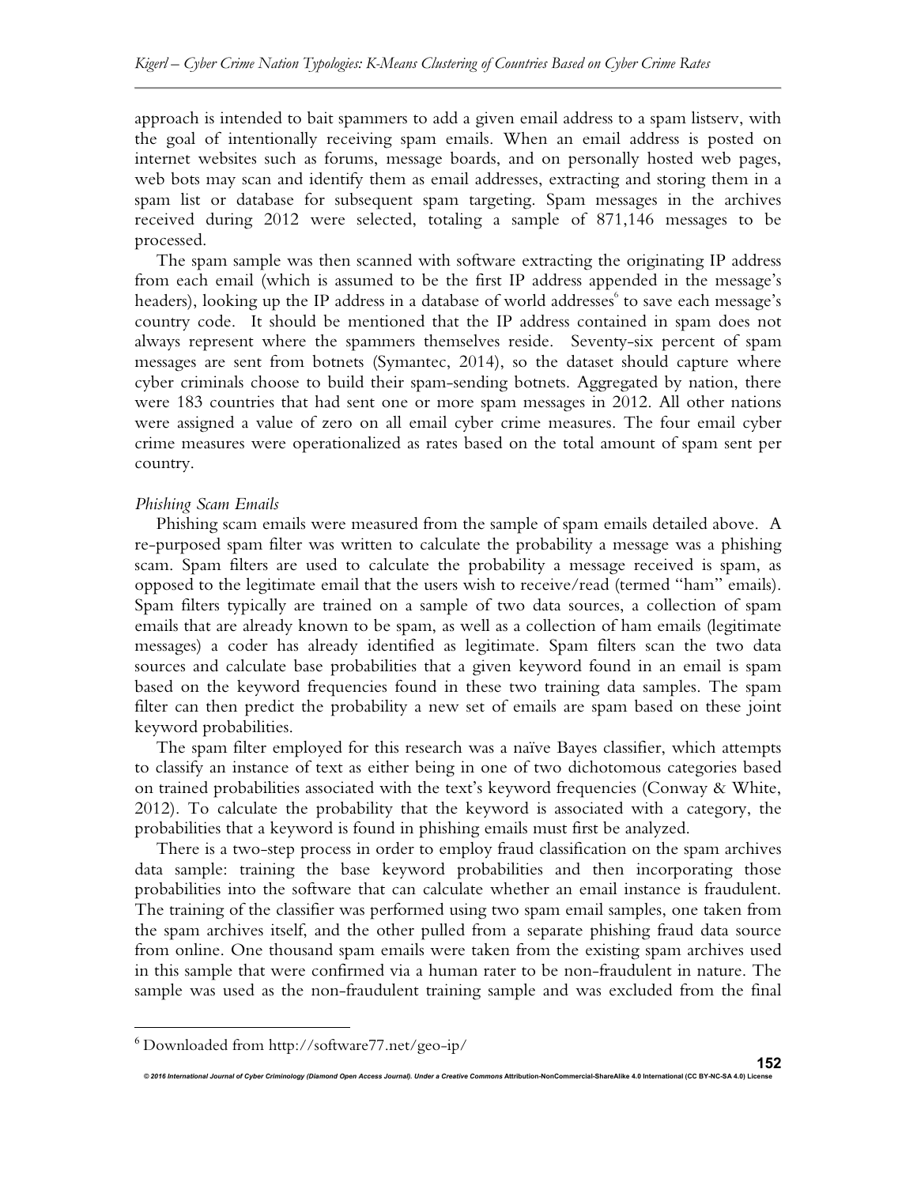approach is intended to bait spammers to add a given email address to a spam listserv, with the goal of intentionally receiving spam emails. When an email address is posted on internet websites such as forums, message boards, and on personally hosted web pages, web bots may scan and identify them as email addresses, extracting and storing them in a spam list or database for subsequent spam targeting. Spam messages in the archives received during 2012 were selected, totaling a sample of 871,146 messages to be processed.

The spam sample was then scanned with software extracting the originating IP address from each email (which is assumed to be the first IP address appended in the message's headers), looking up the IP address in a database of world addresses[6] to save each message's country code. It should be mentioned that the IP address contained in spam does not always represent where the spammers themselves reside. Seventy-six percent of spam messages are sent from botnets (Symantec, 2014), so the dataset should capture where cyber criminals choose to build their spam-sending botnets. Aggregated by nation, there were 183 countries that had sent one or more spam messages in 2012. All other nations were assigned a value of zero on all email cyber crime measures. The four email cyber crime measures were operationalized as rates based on the total amount of spam sent per country.

*Phishing Scam Emails*

Phishing scam emails were measured from the sample of spam emails detailed above. A re-purposed spam filter was written to calculate the probability a message was a phishing scam. Spam filters are used to calculate the probability a message received is spam, as opposed to the legitimate email that the users wish to receive/read (termed "ham" emails). Spam filters typically are trained on a sample of two data sources, a collection of spam emails that are already known to be spam, as well as a collection of ham emails (legitimate messages) a coder has already identified as legitimate. Spam filters scan the two data sources and calculate base probabilities that a given keyword found in an email is spam based on the keyword frequencies found in these two training data samples. The spam filter can then predict the probability a new set of emails are spam based on these joint keyword probabilities.

The spam filter employed for this research was a naïve Bayes classifier, which attempts to classify an instance of text as either being in one of two dichotomous categories based on trained probabilities associated with the text's keyword frequencies (Conway & White, 2012). To calculate the probability that the keyword is associated with a category, the probabilities that a keyword is found in phishing emails must first be analyzed.

There is a two-step process in order to employ fraud classification on the spam archives data sample: training the base keyword probabilities and then incorporating those probabilities into the software that can calculate whether an email instance is fraudulent. The training of the classifier was performed using two spam email samples, one taken from the spam archives itself, and the other pulled from a separate phishing fraud data source from online. One thousand spam emails were taken from the existing spam archives used in this sample that were confirmed via a human rater to be non-fraudulent in nature. The sample was used as the non-fraudulent training sample and was excluded from the final

---

[6] Downloaded from http://software77.net/geo-ip/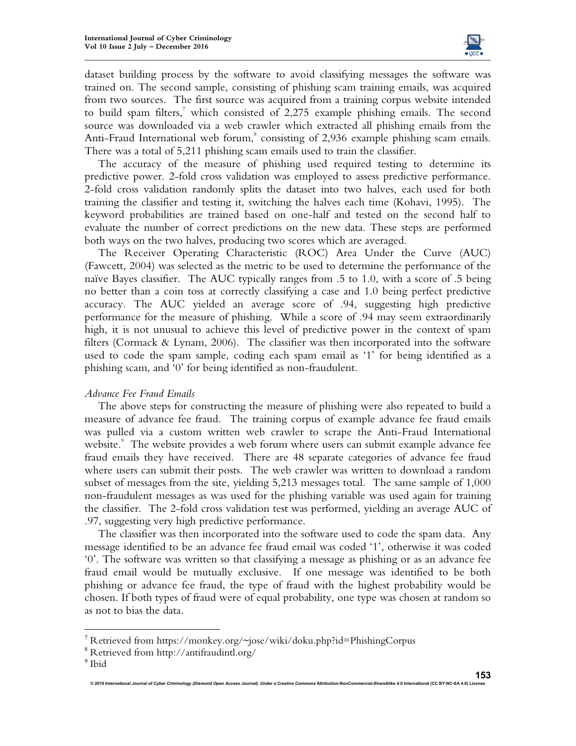dataset building process by the software to avoid classifying messages the software was trained on. The second sample, consisting of phishing scam training emails, was acquired from two sources. The first source was acquired from a training corpus website intended to build spam filters,[7] which consisted of 2,275 example phishing emails. The second source was downloaded via a web crawler which extracted all phishing emails from the Anti-Fraud International web forum,[8] consisting of 2,936 example phishing scam emails. There was a total of 5,211 phishing scam emails used to train the classifier.

The accuracy of the measure of phishing used required testing to determine its predictive power. 2-fold cross validation was employed to assess predictive performance. 2-fold cross validation randomly splits the dataset into two halves, each used for both training the classifier and testing it, switching the halves each time (Kohavi, 1995). The keyword probabilities are trained based on one-half and tested on the second half to evaluate the number of correct predictions on the new data. These steps are performed both ways on the two halves, producing two scores which are averaged.

The Receiver Operating Characteristic (ROC) Area Under the Curve (AUC) (Fawcett, 2004) was selected as the metric to be used to determine the performance of the naïve Bayes classifier. The AUC typically ranges from .5 to 1.0, with a score of .5 being no better than a coin toss at correctly classifying a case and 1.0 being perfect predictive accuracy. The AUC yielded an average score of .94, suggesting high predictive performance for the measure of phishing. While a score of .94 may seem extraordinarily high, it is not unusual to achieve this level of predictive power in the context of spam filters (Cormack & Lynam, 2006). The classifier was then incorporated into the software used to code the spam sample, coding each spam email as '1' for being identified as a phishing scam, and '0' for being identified as non-fraudulent.

*Advance Fee Fraud Emails*

The above steps for constructing the measure of phishing were also repeated to build a measure of advance fee fraud. The training corpus of example advance fee fraud emails was pulled via a custom written web crawler to scrape the Anti-Fraud International website.[9] The website provides a web forum where users can submit example advance fee fraud emails they have received. There are 48 separate categories of advance fee fraud where users can submit their posts. The web crawler was written to download a random subset of messages from the site, yielding 5,213 messages total. The same sample of 1,000 non-fraudulent messages as was used for the phishing variable was used again for training the classifier. The 2-fold cross validation test was performed, yielding an average AUC of .97, suggesting very high predictive performance.

The classifier was then incorporated into the software used to code the spam data. Any message identified to be an advance fee fraud email was coded '1', otherwise it was coded '0'. The software was written so that classifying a message as phishing or as an advance fee fraud email would be mutually exclusive. If one message was identified to be both phishing or advance fee fraud, the type of fraud with the highest probability would be chosen. If both types of fraud were of equal probability, one type was chosen at random so as not to bias the data.

---

[7] Retrieved from https://monkey.org/~jose/wiki/doku.php?id=PhishingCorpus

[8] Retrieved from http://antifraudintl.org/

[9] Ibid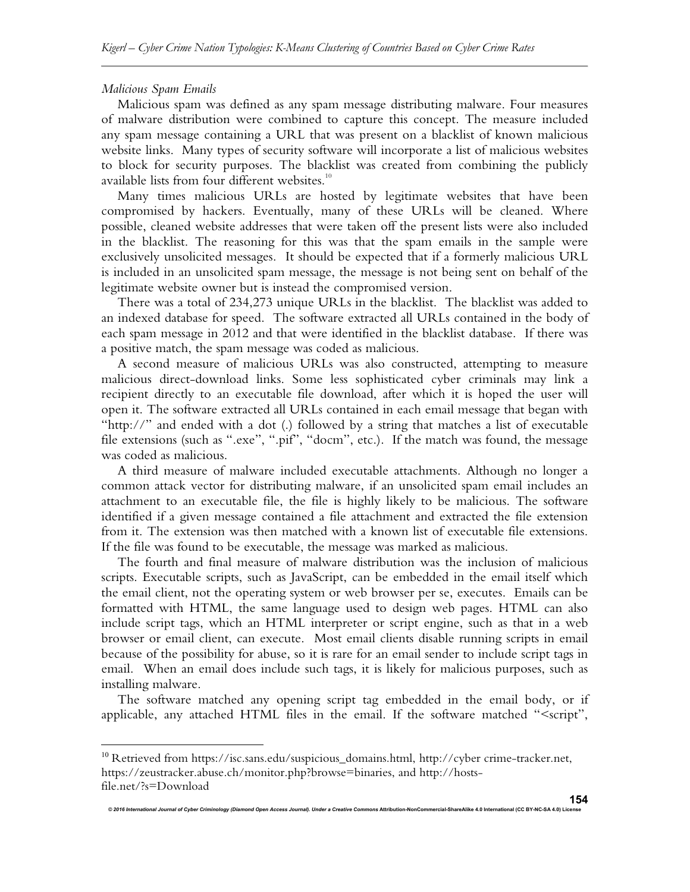*Malicious Spam Emails*

Malicious spam was defined as any spam message distributing malware. Four measures of malware distribution were combined to capture this concept. The measure included any spam message containing a URL that was present on a blacklist of known malicious website links. Many types of security software will incorporate a list of malicious websites to block for security purposes. The blacklist was created from combining the publicly available lists from four different websites.[10]

Many times malicious URLs are hosted by legitimate websites that have been compromised by hackers. Eventually, many of these URLs will be cleaned. Where possible, cleaned website addresses that were taken off the present lists were also included in the blacklist. The reasoning for this was that the spam emails in the sample were exclusively unsolicited messages. It should be expected that if a formerly malicious URL is included in an unsolicited spam message, the message is not being sent on behalf of the legitimate website owner but is instead the compromised version.

There was a total of 234,273 unique URLs in the blacklist. The blacklist was added to an indexed database for speed. The software extracted all URLs contained in the body of each spam message in 2012 and that were identified in the blacklist database. If there was a positive match, the spam message was coded as malicious.

A second measure of malicious URLs was also constructed, attempting to measure malicious direct-download links. Some less sophisticated cyber criminals may link a recipient directly to an executable file download, after which it is hoped the user will open it. The software extracted all URLs contained in each email message that began with "http://" and ended with a dot (.) followed by a string that matches a list of executable file extensions (such as ".exe", ".pif", "docm", etc.). If the match was found, the message was coded as malicious.

A third measure of malware included executable attachments. Although no longer a common attack vector for distributing malware, if an unsolicited spam email includes an attachment to an executable file, the file is highly likely to be malicious. The software identified if a given message contained a file attachment and extracted the file extension from it. The extension was then matched with a known list of executable file extensions. If the file was found to be executable, the message was marked as malicious.

The fourth and final measure of malware distribution was the inclusion of malicious scripts. Executable scripts, such as JavaScript, can be embedded in the email itself which the email client, not the operating system or web browser per se, executes. Emails can be formatted with HTML, the same language used to design web pages. HTML can also include script tags, which an HTML interpreter or script engine, such as that in a web browser or email client, can execute. Most email clients disable running scripts in email because of the possibility for abuse, so it is rare for an email sender to include script tags in email. When an email does include such tags, it is likely for malicious purposes, such as installing malware.

The software matched any opening script tag embedded in the email body, or if applicable, any attached HTML files in the email. If the software matched "<script",

---

[10] Retrieved from https://isc.sans.edu/suspicious_domains.html, http://cyber crime-tracker.net, https://zeustracker.abuse.ch/monitor.php?browse=binaries, and http://hosts-file.net/?s=Download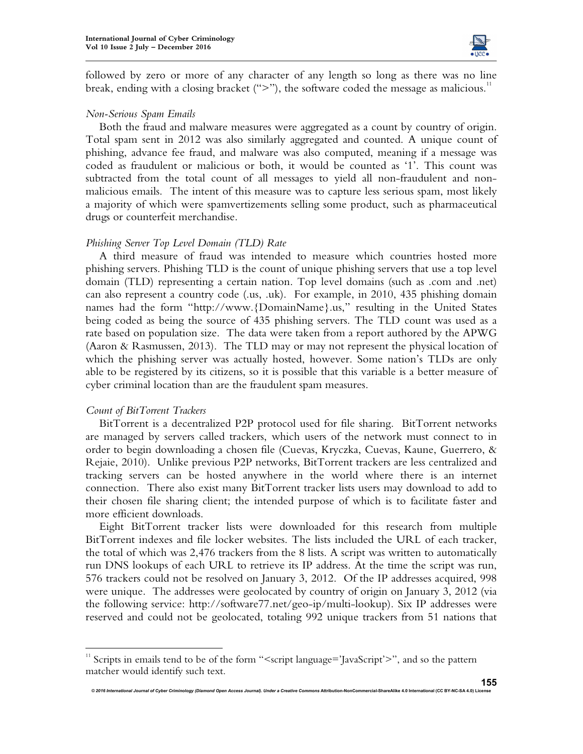followed by zero or more of any character of any length so long as there was no line break, ending with a closing bracket (">"), the software coded the message as malicious.[11]

*Non-Serious Spam Emails*

Both the fraud and malware measures were aggregated as a count by country of origin. Total spam sent in 2012 was also similarly aggregated and counted. A unique count of phishing, advance fee fraud, and malware was also computed, meaning if a message was coded as fraudulent or malicious or both, it would be counted as '1'. This count was subtracted from the total count of all messages to yield all non-fraudulent and non-malicious emails. The intent of this measure was to capture less serious spam, most likely a majority of which were spamvertizements selling some product, such as pharmaceutical drugs or counterfeit merchandise.

*Phishing Server Top Level Domain (TLD) Rate*

A third measure of fraud was intended to measure which countries hosted more phishing servers. Phishing TLD is the count of unique phishing servers that use a top level domain (TLD) representing a certain nation. Top level domains (such as .com and .net) can also represent a country code (.us, .uk). For example, in 2010, 435 phishing domain names had the form "http://www.{DomainName}.us," resulting in the United States being coded as being the source of 435 phishing servers. The TLD count was used as a rate based on population size. The data were taken from a report authored by the APWG (Aaron & Rasmussen, 2013). The TLD may or may not represent the physical location of which the phishing server was actually hosted, however. Some nation's TLDs are only able to be registered by its citizens, so it is possible that this variable is a better measure of cyber criminal location than are the fraudulent spam measures.

*Count of BitTorrent Trackers*

BitTorrent is a decentralized P2P protocol used for file sharing. BitTorrent networks are managed by servers called trackers, which users of the network must connect to in order to begin downloading a chosen file (Cuevas, Kryczka, Cuevas, Kaune, Guerrero, & Rejaie, 2010). Unlike previous P2P networks, BitTorrent trackers are less centralized and tracking servers can be hosted anywhere in the world where there is an internet connection. There also exist many BitTorrent tracker lists users may download to add to their chosen file sharing client; the intended purpose of which is to facilitate faster and more efficient downloads.

Eight BitTorrent tracker lists were downloaded for this research from multiple BitTorrent indexes and file locker websites. The lists included the URL of each tracker, the total of which was 2,476 trackers from the 8 lists. A script was written to automatically run DNS lookups of each URL to retrieve its IP address. At the time the script was run, 576 trackers could not be resolved on January 3, 2012. Of the IP addresses acquired, 998 were unique. The addresses were geolocated by country of origin on January 3, 2012 (via the following service: http://software77.net/geo-ip/multi-lookup). Six IP addresses were reserved and could not be geolocated, totaling 992 unique trackers from 51 nations that

---

[11] Scripts in emails tend to be of the form "<script language='JavaScript'>", and so the pattern matcher would identify such text.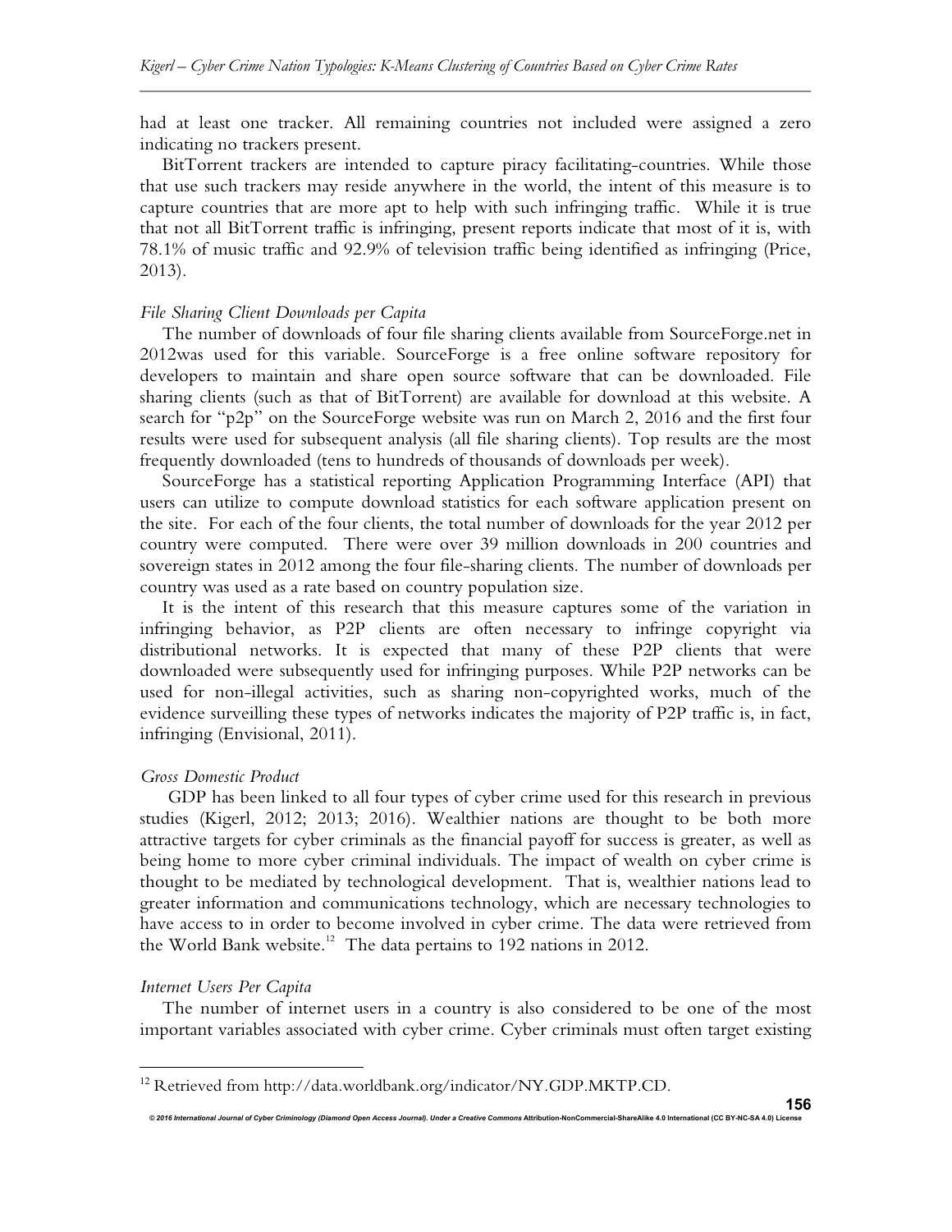had at least one tracker. All remaining countries not included were assigned a zero indicating no trackers present.

BitTorrent trackers are intended to capture piracy facilitating-countries. While those that use such trackers may reside anywhere in the world, the intent of this measure is to capture countries that are more apt to help with such infringing traffic. While it is true that not all BitTorrent traffic is infringing, present reports indicate that most of it is, with 78.1% of music traffic and 92.9% of television traffic being identified as infringing (Price, 2013).

*File Sharing Client Downloads per Capita*

The number of downloads of four file sharing clients available from SourceForge.net in 2012was used for this variable. SourceForge is a free online software repository for developers to maintain and share open source software that can be downloaded. File sharing clients (such as that of BitTorrent) are available for download at this website. A search for "p2p" on the SourceForge website was run on March 2, 2016 and the first four results were used for subsequent analysis (all file sharing clients). Top results are the most frequently downloaded (tens to hundreds of thousands of downloads per week).

SourceForge has a statistical reporting Application Programming Interface (API) that users can utilize to compute download statistics for each software application present on the site. For each of the four clients, the total number of downloads for the year 2012 per country were computed. There were over 39 million downloads in 200 countries and sovereign states in 2012 among the four file-sharing clients. The number of downloads per country was used as a rate based on country population size.

It is the intent of this research that this measure captures some of the variation in infringing behavior, as P2P clients are often necessary to infringe copyright via distributional networks. It is expected that many of these P2P clients that were downloaded were subsequently used for infringing purposes. While P2P networks can be used for non-illegal activities, such as sharing non-copyrighted works, much of the evidence surveilling these types of networks indicates the majority of P2P traffic is, in fact, infringing (Envisional, 2011).

*Gross Domestic Product*

GDP has been linked to all four types of cyber crime used for this research in previous studies (Kigerl, 2012; 2013; 2016). Wealthier nations are thought to be both more attractive targets for cyber criminals as the financial payoff for success is greater, as well as being home to more cyber criminal individuals. The impact of wealth on cyber crime is thought to be mediated by technological development. That is, wealthier nations lead to greater information and communications technology, which are necessary technologies to have access to in order to become involved in cyber crime. The data were retrieved from the World Bank website.[12] The data pertains to 192 nations in 2012.

*Internet Users Per Capita*

The number of internet users in a country is also considered to be one of the most important variables associated with cyber crime. Cyber criminals must often target existing

[12] Retrieved from http://data.worldbank.org/indicator/NY.GDP.MKTP.CD.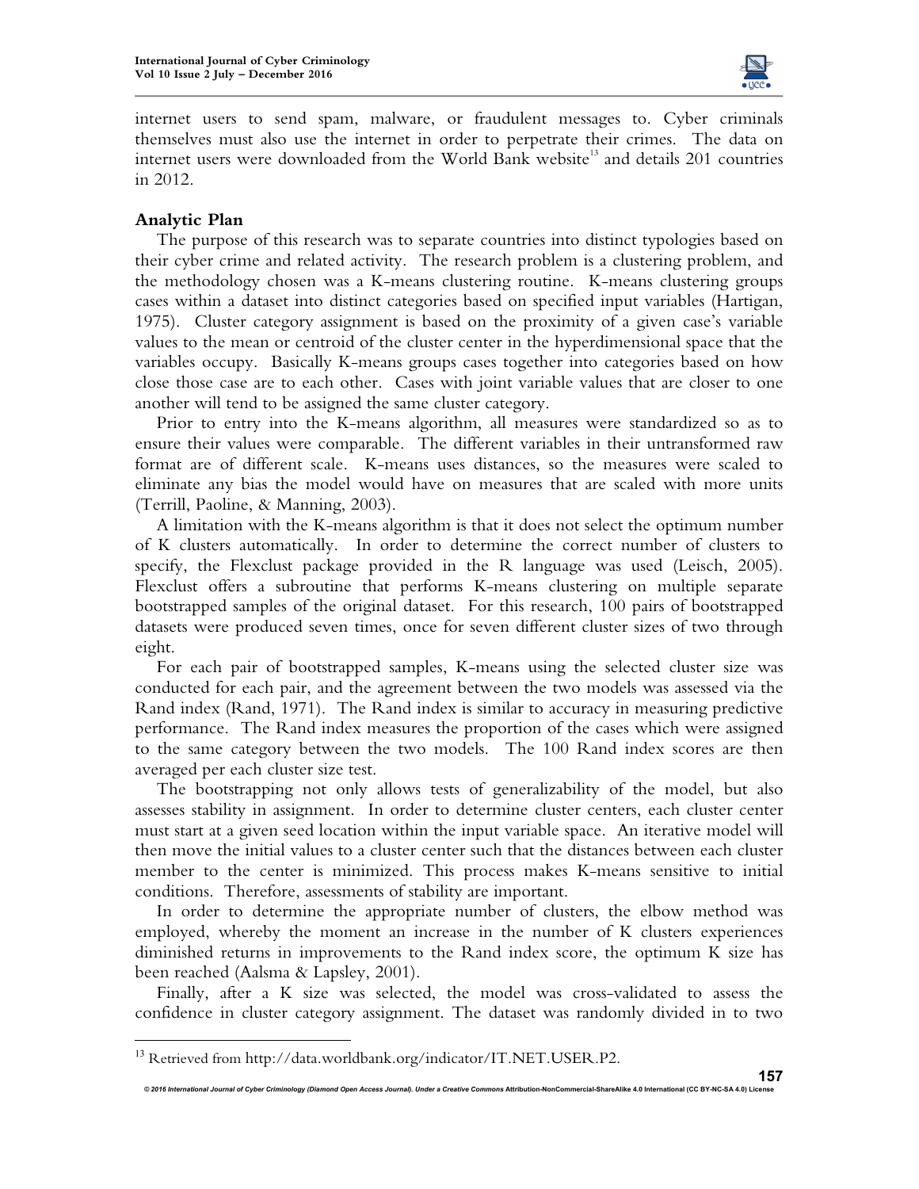internet users to send spam, malware, or fraudulent messages to. Cyber criminals themselves must also use the internet in order to perpetrate their crimes. The data on internet users were downloaded from the World Bank website[13] and details 201 countries in 2012.

## Analytic Plan

The purpose of this research was to separate countries into distinct typologies based on their cyber crime and related activity. The research problem is a clustering problem, and the methodology chosen was a K-means clustering routine. K-means clustering groups cases within a dataset into distinct categories based on specified input variables (Hartigan, 1975). Cluster category assignment is based on the proximity of a given case's variable values to the mean or centroid of the cluster center in the hyperdimensional space that the variables occupy. Basically K-means groups cases together into categories based on how close those case are to each other. Cases with joint variable values that are closer to one another will tend to be assigned the same cluster category.

Prior to entry into the K-means algorithm, all measures were standardized so as to ensure their values were comparable. The different variables in their untransformed raw format are of different scale. K-means uses distances, so the measures were scaled to eliminate any bias the model would have on measures that are scaled with more units (Terrill, Paoline, & Manning, 2003).

A limitation with the K-means algorithm is that it does not select the optimum number of K clusters automatically. In order to determine the correct number of clusters to specify, the Flexclust package provided in the R language was used (Leisch, 2005). Flexclust offers a subroutine that performs K-means clustering on multiple separate bootstrapped samples of the original dataset. For this research, 100 pairs of bootstrapped datasets were produced seven times, once for seven different cluster sizes of two through eight.

For each pair of bootstrapped samples, K-means using the selected cluster size was conducted for each pair, and the agreement between the two models was assessed via the Rand index (Rand, 1971). The Rand index is similar to accuracy in measuring predictive performance. The Rand index measures the proportion of the cases which were assigned to the same category between the two models. The 100 Rand index scores are then averaged per each cluster size test.

The bootstrapping not only allows tests of generalizability of the model, but also assesses stability in assignment. In order to determine cluster centers, each cluster center must start at a given seed location within the input variable space. An iterative model will then move the initial values to a cluster center such that the distances between each cluster member to the center is minimized. This process makes K-means sensitive to initial conditions. Therefore, assessments of stability are important.

In order to determine the appropriate number of clusters, the elbow method was employed, whereby the moment an increase in the number of K clusters experiences diminished returns in improvements to the Rand index score, the optimum K size has been reached (Aalsma & Lapsley, 2001).

Finally, after a K size was selected, the model was cross-validated to assess the confidence in cluster category assignment. The dataset was randomly divided in to two

[13] Retrieved from http://data.worldbank.org/indicator/IT.NET.USER.P2.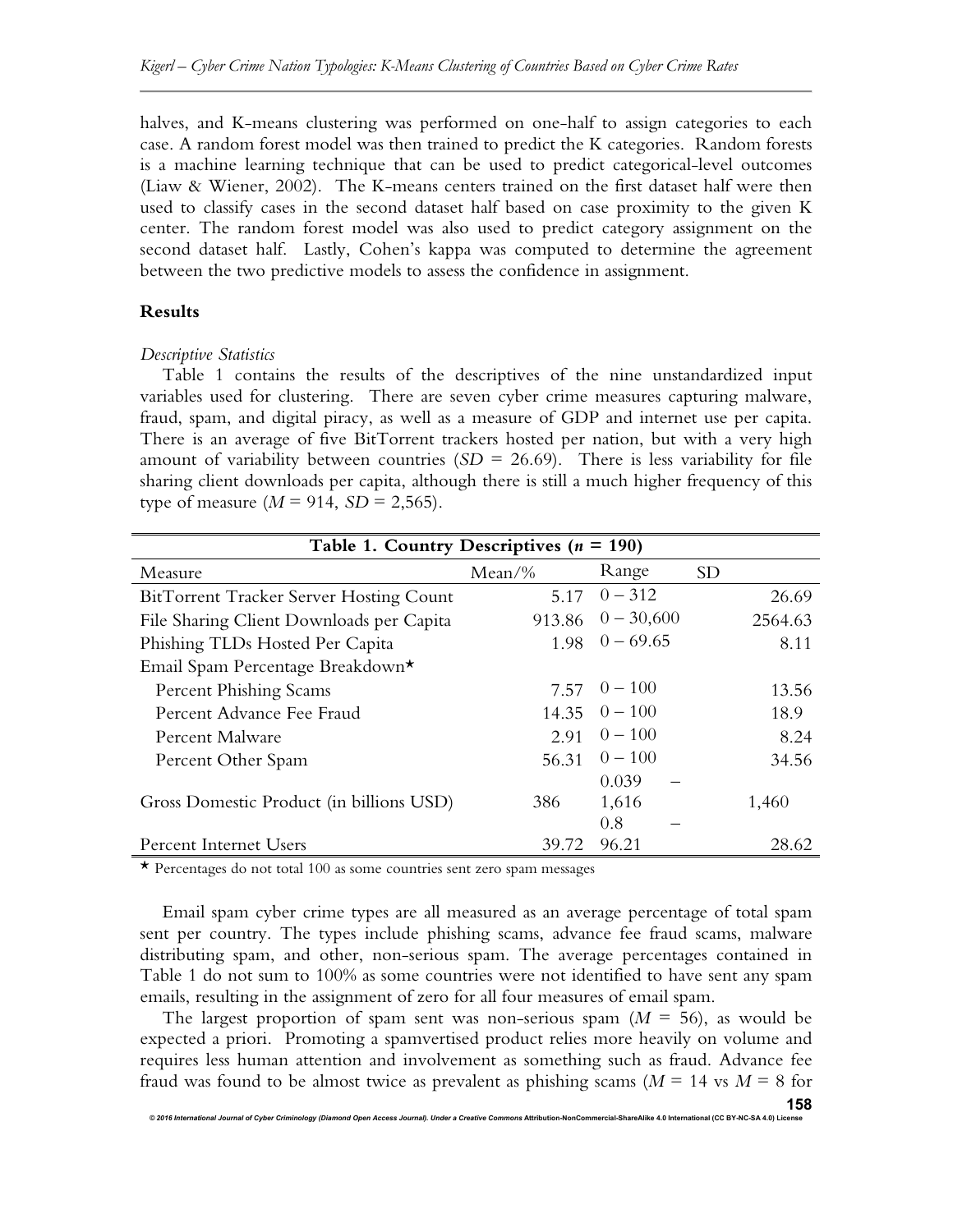halves, and K-means clustering was performed on one-half to assign categories to each case. A random forest model was then trained to predict the K categories. Random forests is a machine learning technique that can be used to predict categorical-level outcomes (Liaw & Wiener, 2002). The K-means centers trained on the first dataset half were then used to classify cases in the second dataset half based on case proximity to the given K center. The random forest model was also used to predict category assignment on the second dataset half. Lastly, Cohen's kappa was computed to determine the agreement between the two predictive models to assess the confidence in assignment.

### Results

*Descriptive Statistics*

Table 1 contains the results of the descriptives of the nine unstandardized input variables used for clustering. There are seven cyber crime measures capturing malware, fraud, spam, and digital piracy, as well as a measure of GDP and internet use per capita. There is an average of five BitTorrent trackers hosted per nation, but with a very high amount of variability between countries ($SD$ = 26.69). There is less variability for file sharing client downloads per capita, although there is still a much higher frequency of this type of measure ($M$ = 914, $SD$ = 2,565).

**Table 1. Country Descriptives ($n$ = 190)**

| Measure | Mean/% | Range | SD |
|---|---|---|---|
| BitTorrent Tracker Server Hosting Count | 5.17 | 0 – 312 | 26.69 |
| File Sharing Client Downloads per Capita | 913.86 | 0 – 30,600 | 2564.63 |
| Phishing TLDs Hosted Per Capita | 1.98 | 0 – 69.65 | 8.11 |
| Email Spam Percentage Breakdown* | | | |
| Percent Phishing Scams | 7.57 | 0 – 100 | 13.56 |
| Percent Advance Fee Fraud | 14.35 | 0 – 100 | 18.9 |
| Percent Malware | 2.91 | 0 – 100 | 8.24 |
| Percent Other Spam | 56.31 | 0 – 100 | 34.56 |
| Gross Domestic Product (in billions USD) | 386 | 0.039 – 1,616 | 1,460 |
| Percent Internet Users | 39.72 | 0.8 – 96.21 | 28.62 |

* Percentages do not total 100 as some countries sent zero spam messages

Email spam cyber crime types are all measured as an average percentage of total spam sent per country. The types include phishing scams, advance fee fraud scams, malware distributing spam, and other, non-serious spam. The average percentages contained in Table 1 do not sum to 100% as some countries were not identified to have sent any spam emails, resulting in the assignment of zero for all four measures of email spam.

The largest proportion of spam sent was non-serious spam ($M$ = 56), as would be expected a priori. Promoting a spamvertised product relies more heavily on volume and requires less human attention and involvement as something such as fraud. Advance fee fraud was found to be almost twice as prevalent as phishing scams ($M$ = 14 vs $M$ = 8 for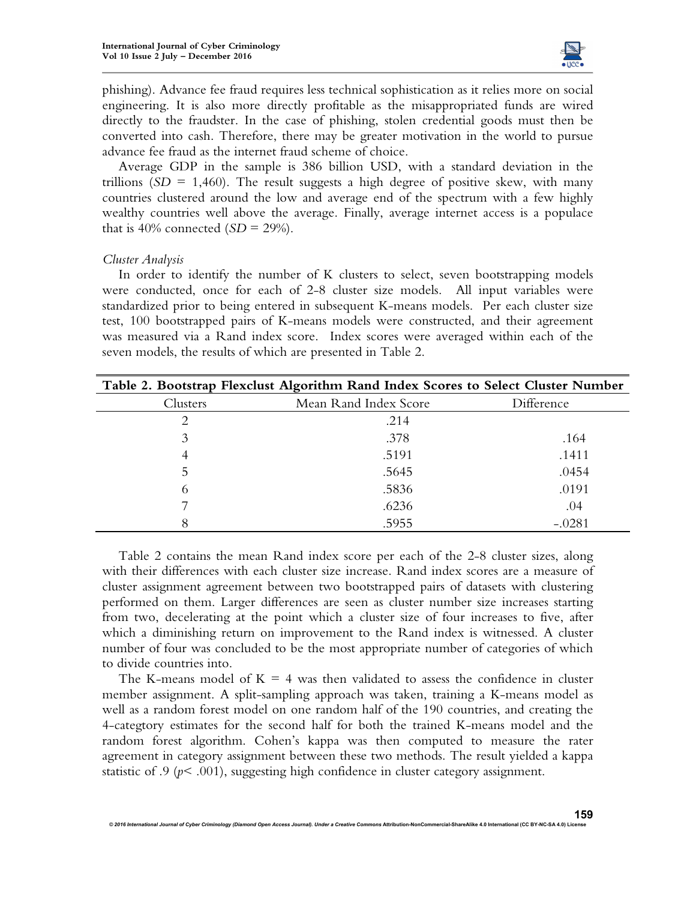phishing). Advance fee fraud requires less technical sophistication as it relies more on social engineering. It is also more directly profitable as the misappropriated funds are wired directly to the fraudster. In the case of phishing, stolen credential goods must then be converted into cash. Therefore, there may be greater motivation in the world to pursue advance fee fraud as the internet fraud scheme of choice.

Average GDP in the sample is 386 billion USD, with a standard deviation in the trillions (*SD* = 1,460). The result suggests a high degree of positive skew, with many countries clustered around the low and average end of the spectrum with a few highly wealthy countries well above the average. Finally, average internet access is a populace that is 40% connected (*SD* = 29%).

*Cluster Analysis*

In order to identify the number of K clusters to select, seven bootstrapping models were conducted, once for each of 2-8 cluster size models. All input variables were standardized prior to being entered in subsequent K-means models. Per each cluster size test, 100 bootstrapped pairs of K-means models were constructed, and their agreement was measured via a Rand index score. Index scores were averaged within each of the seven models, the results of which are presented in Table 2.

**Table 2. Bootstrap Flexclust Algorithm Rand Index Scores to Select Cluster Number**

| Clusters | Mean Rand Index Score | Difference |
|---|---|---|
| 2 | .214 | |
| 3 | .378 | .164 |
| 4 | .5191 | .1411 |
| 5 | .5645 | .0454 |
| 6 | .5836 | .0191 |
| 7 | .6236 | .04 |
| 8 | .5955 | -.0281 |

Table 2 contains the mean Rand index score per each of the 2-8 cluster sizes, along with their differences with each cluster size increase. Rand index scores are a measure of cluster assignment agreement between two bootstrapped pairs of datasets with clustering performed on them. Larger differences are seen as cluster number size increases starting from two, decelerating at the point which a cluster size of four increases to five, after which a diminishing return on improvement to the Rand index is witnessed. A cluster number of four was concluded to be the most appropriate number of categories of which to divide countries into.

The K-means model of K = 4 was then validated to assess the confidence in cluster member assignment. A split-sampling approach was taken, training a K-means model as well as a random forest model on one random half of the 190 countries, and creating the 4-categtory estimates for the second half for both the trained K-means model and the random forest algorithm. Cohen's kappa was then computed to measure the rater agreement in category assignment between these two methods. The result yielded a kappa statistic of .9 ($p < .001$), suggesting high confidence in cluster category assignment.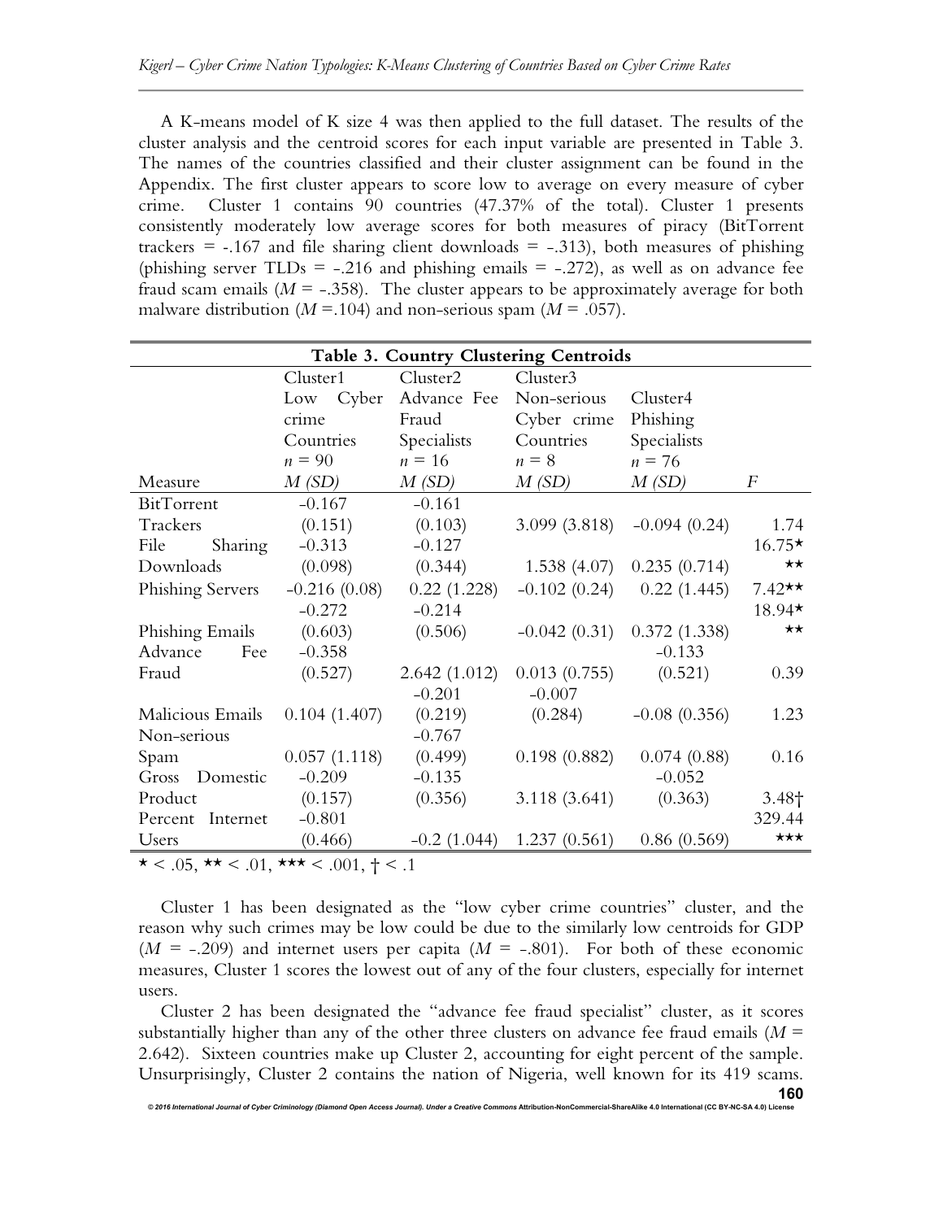A K-means model of K size 4 was then applied to the full dataset. The results of the cluster analysis and the centroid scores for each input variable are presented in Table 3. The names of the countries classified and their cluster assignment can be found in the Appendix. The first cluster appears to score low to average on every measure of cyber crime. Cluster 1 contains 90 countries (47.37% of the total). Cluster 1 presents consistently moderately low average scores for both measures of piracy (BitTorrent trackers = -.167 and file sharing client downloads = -.313), both measures of phishing (phishing server TLDs = -.216 and phishing emails = -.272), as well as on advance fee fraud scam emails (*M* = -.358). The cluster appears to be approximately average for both malware distribution (*M* =.104) and non-serious spam (*M* = .057).

**Table 3. Country Clustering Centroids**

| Measure | Cluster1 Low Cyber crime Countries $n = 90$ *M (SD)* | Cluster2 Advance Fee Fraud Specialists $n = 16$ *M (SD)* | Cluster3 Non-serious Cyber crime Countries $n = 8$ *M (SD)* | Cluster4 Phishing Specialists $n = 76$ *M (SD)* | *F* |
|---|---|---|---|---|---|
| BitTorrent Trackers | -0.167 (0.151) | -0.161 (0.103) | 3.099 (3.818) | -0.094 (0.24) | 1.74 |
| File Sharing Downloads | -0.313 (0.098) | -0.127 (0.344) | 1.538 (4.07) | 0.235 (0.714) | 16.75** |
| Phishing Servers | -0.216 (0.08) | 0.22 (1.228) | -0.102 (0.24) | 0.22 (1.445) | 7.42** |
| Phishing Emails | -0.272 (0.603) | -0.214 (0.506) | -0.042 (0.31) | 0.372 (1.338) | 18.94** |
| Advance Fee Fraud | -0.358 (0.527) | 2.642 (1.012) | 0.013 (0.755) | -0.133 (0.521) | 0.39 |
| Malicious Emails | 0.104 (1.407) | -0.201 (0.219) | -0.007 (0.284) | -0.08 (0.356) | 1.23 |
| Non-serious Spam | 0.057 (1.118) | -0.767 (0.499) | 0.198 (0.882) | 0.074 (0.88) | 0.16 |
| Gross Domestic Product | -0.209 (0.157) | -0.135 (0.356) | 3.118 (3.641) | -0.052 (0.363) | 3.48† |
| Percent Internet Users | -0.801 (0.466) | -0.2 (1.044) | 1.237 (0.561) | 0.86 (0.569) | 329.44*** |

* < .05, ** < .01, *** < .001, † < .1

Cluster 1 has been designated as the "low cyber crime countries" cluster, and the reason why such crimes may be low could be due to the similarly low centroids for GDP (*M* = -.209) and internet users per capita (*M* = -.801). For both of these economic measures, Cluster 1 scores the lowest out of any of the four clusters, especially for internet users.

Cluster 2 has been designated the "advance fee fraud specialist" cluster, as it scores substantially higher than any of the other three clusters on advance fee fraud emails (*M* = 2.642). Sixteen countries make up Cluster 2, accounting for eight percent of the sample. Unsurprisingly, Cluster 2 contains the nation of Nigeria, well known for its 419 scams.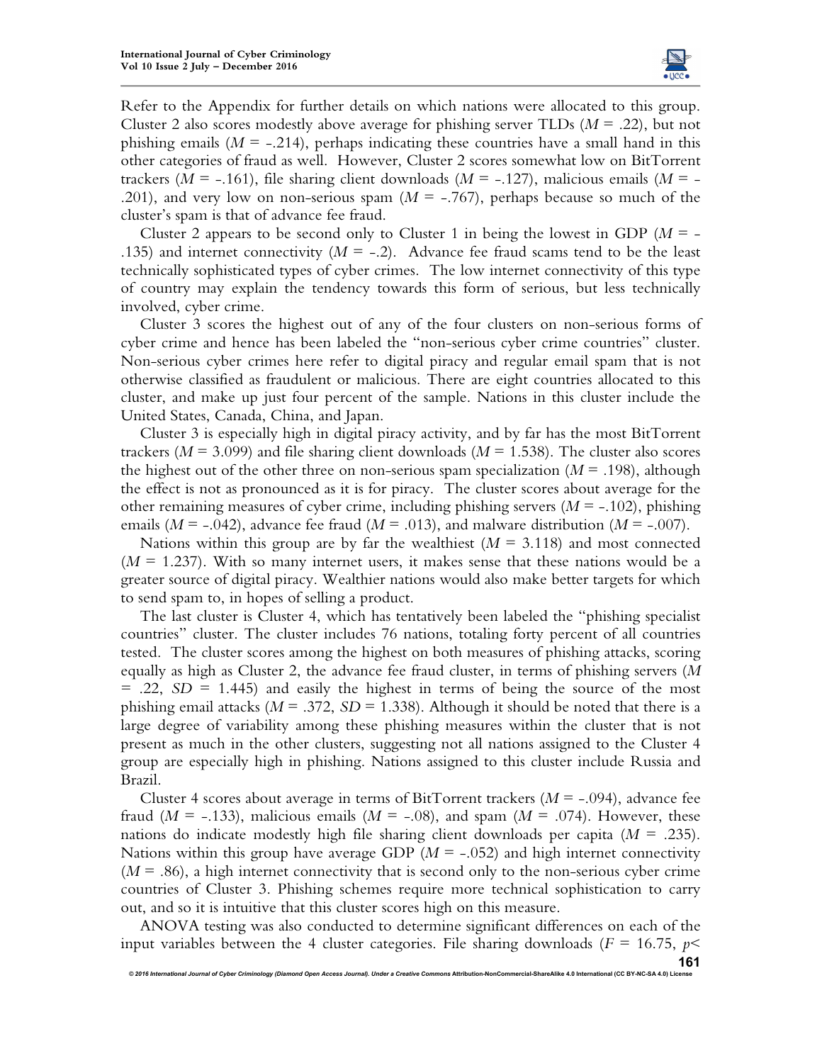Refer to the Appendix for further details on which nations were allocated to this group. Cluster 2 also scores modestly above average for phishing server TLDs ($M$ = .22), but not phishing emails ($M$ = -.214), perhaps indicating these countries have a small hand in this other categories of fraud as well. However, Cluster 2 scores somewhat low on BitTorrent trackers ($M$ = -.161), file sharing client downloads ($M$ = -.127), malicious emails ($M$ = -.201), and very low on non-serious spam ($M$ = -.767), perhaps because so much of the cluster's spam is that of advance fee fraud.

Cluster 2 appears to be second only to Cluster 1 in being the lowest in GDP ($M$ = -.135) and internet connectivity ($M$ = -.2). Advance fee fraud scams tend to be the least technically sophisticated types of cyber crimes. The low internet connectivity of this type of country may explain the tendency towards this form of serious, but less technically involved, cyber crime.

Cluster 3 scores the highest out of any of the four clusters on non-serious forms of cyber crime and hence has been labeled the "non-serious cyber crime countries" cluster. Non-serious cyber crimes here refer to digital piracy and regular email spam that is not otherwise classified as fraudulent or malicious. There are eight countries allocated to this cluster, and make up just four percent of the sample. Nations in this cluster include the United States, Canada, China, and Japan.

Cluster 3 is especially high in digital piracy activity, and by far has the most BitTorrent trackers ($M$ = 3.099) and file sharing client downloads ($M$ = 1.538). The cluster also scores the highest out of the other three on non-serious spam specialization ($M$ = .198), although the effect is not as pronounced as it is for piracy. The cluster scores about average for the other remaining measures of cyber crime, including phishing servers ($M$ = -.102), phishing emails ($M$ = -.042), advance fee fraud ($M$ = .013), and malware distribution ($M$ = -.007).

Nations within this group are by far the wealthiest ($M$ = 3.118) and most connected ($M$ = 1.237). With so many internet users, it makes sense that these nations would be a greater source of digital piracy. Wealthier nations would also make better targets for which to send spam to, in hopes of selling a product.

The last cluster is Cluster 4, which has tentatively been labeled the "phishing specialist countries" cluster. The cluster includes 76 nations, totaling forty percent of all countries tested. The cluster scores among the highest on both measures of phishing attacks, scoring equally as high as Cluster 2, the advance fee fraud cluster, in terms of phishing servers ($M$ = .22, $SD$ = 1.445) and easily the highest in terms of being the source of the most phishing email attacks ($M$ = .372, $SD$ = 1.338). Although it should be noted that there is a large degree of variability among these phishing measures within the cluster that is not present as much in the other clusters, suggesting not all nations assigned to the Cluster 4 group are especially high in phishing. Nations assigned to this cluster include Russia and Brazil.

Cluster 4 scores about average in terms of BitTorrent trackers ($M$ = -.094), advance fee fraud ($M$ = -.133), malicious emails ($M$ = -.08), and spam ($M$ = .074). However, these nations do indicate modestly high file sharing client downloads per capita ($M$ = .235). Nations within this group have average GDP ($M$ = -.052) and high internet connectivity ($M$ = .86), a high internet connectivity that is second only to the non-serious cyber crime countries of Cluster 3. Phishing schemes require more technical sophistication to carry out, and so it is intuitive that this cluster scores high on this measure.

ANOVA testing was also conducted to determine significant differences on each of the input variables between the 4 cluster categories. File sharing downloads ($F$ = 16.75, $p$<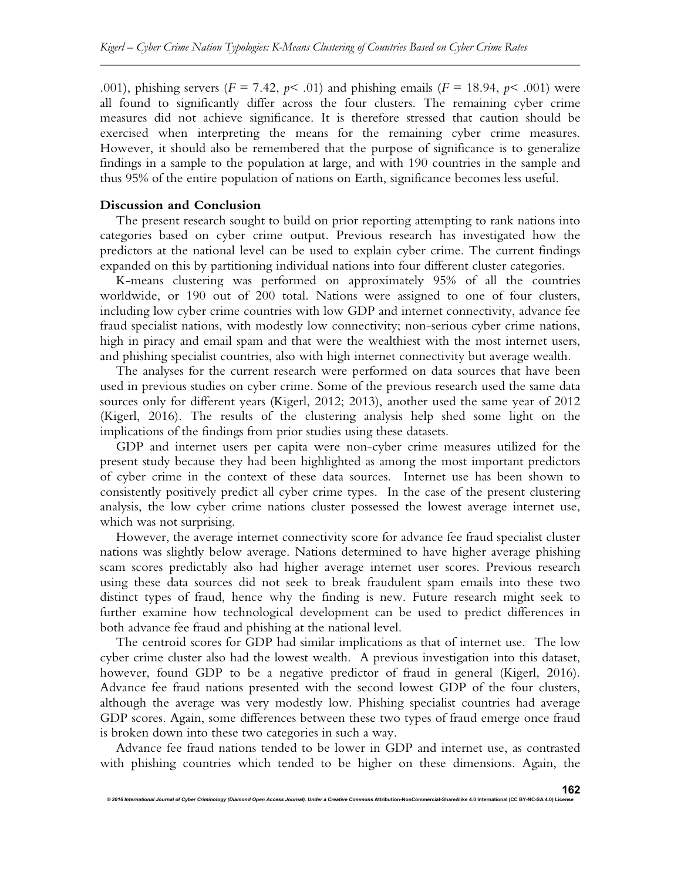.001), phishing servers ($F = 7.42$, $p < .01$) and phishing emails ($F = 18.94$, $p < .001$) were all found to significantly differ across the four clusters. The remaining cyber crime measures did not achieve significance. It is therefore stressed that caution should be exercised when interpreting the means for the remaining cyber crime measures. However, it should also be remembered that the purpose of significance is to generalize findings in a sample to the population at large, and with 190 countries in the sample and thus 95% of the entire population of nations on Earth, significance becomes less useful.

## Discussion and Conclusion

The present research sought to build on prior reporting attempting to rank nations into categories based on cyber crime output. Previous research has investigated how the predictors at the national level can be used to explain cyber crime. The current findings expanded on this by partitioning individual nations into four different cluster categories.

K-means clustering was performed on approximately 95% of all the countries worldwide, or 190 out of 200 total. Nations were assigned to one of four clusters, including low cyber crime countries with low GDP and internet connectivity, advance fee fraud specialist nations, with modestly low connectivity; non-serious cyber crime nations, high in piracy and email spam and that were the wealthiest with the most internet users, and phishing specialist countries, also with high internet connectivity but average wealth.

The analyses for the current research were performed on data sources that have been used in previous studies on cyber crime. Some of the previous research used the same data sources only for different years (Kigerl, 2012; 2013), another used the same year of 2012 (Kigerl, 2016). The results of the clustering analysis help shed some light on the implications of the findings from prior studies using these datasets.

GDP and internet users per capita were non-cyber crime measures utilized for the present study because they had been highlighted as among the most important predictors of cyber crime in the context of these data sources. Internet use has been shown to consistently positively predict all cyber crime types. In the case of the present clustering analysis, the low cyber crime nations cluster possessed the lowest average internet use, which was not surprising.

However, the average internet connectivity score for advance fee fraud specialist cluster nations was slightly below average. Nations determined to have higher average phishing scam scores predictably also had higher average internet user scores. Previous research using these data sources did not seek to break fraudulent spam emails into these two distinct types of fraud, hence why the finding is new. Future research might seek to further examine how technological development can be used to predict differences in both advance fee fraud and phishing at the national level.

The centroid scores for GDP had similar implications as that of internet use. The low cyber crime cluster also had the lowest wealth. A previous investigation into this dataset, however, found GDP to be a negative predictor of fraud in general (Kigerl, 2016). Advance fee fraud nations presented with the second lowest GDP of the four clusters, although the average was very modestly low. Phishing specialist countries had average GDP scores. Again, some differences between these two types of fraud emerge once fraud is broken down into these two categories in such a way.

Advance fee fraud nations tended to be lower in GDP and internet use, as contrasted with phishing countries which tended to be higher on these dimensions. Again, the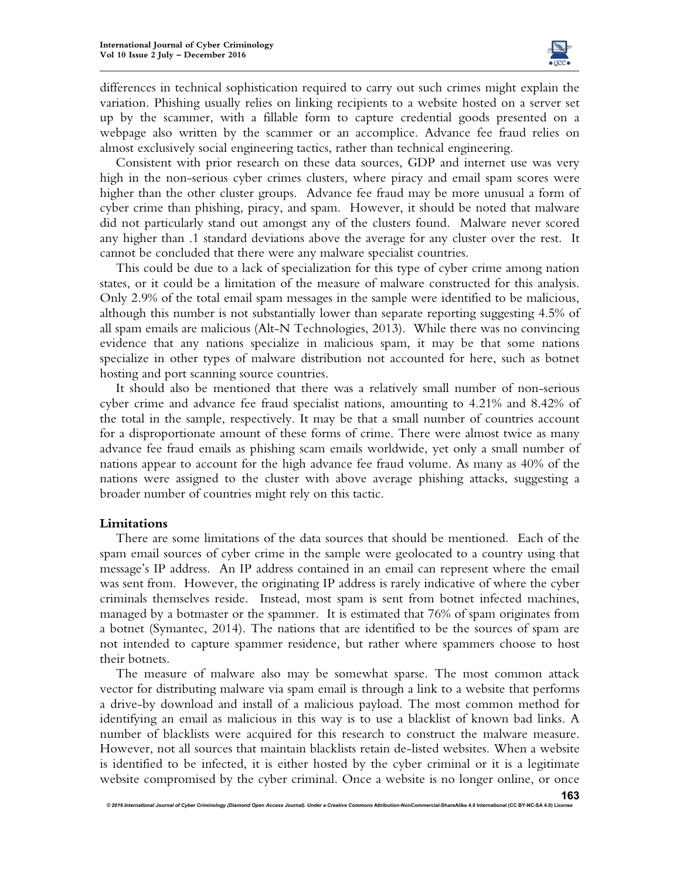differences in technical sophistication required to carry out such crimes might explain the variation. Phishing usually relies on linking recipients to a website hosted on a server set up by the scammer, with a fillable form to capture credential goods presented on a webpage also written by the scammer or an accomplice. Advance fee fraud relies on almost exclusively social engineering tactics, rather than technical engineering.

Consistent with prior research on these data sources, GDP and internet use was very high in the non-serious cyber crimes clusters, where piracy and email spam scores were higher than the other cluster groups. Advance fee fraud may be more unusual a form of cyber crime than phishing, piracy, and spam. However, it should be noted that malware did not particularly stand out amongst any of the clusters found. Malware never scored any higher than .1 standard deviations above the average for any cluster over the rest. It cannot be concluded that there were any malware specialist countries.

This could be due to a lack of specialization for this type of cyber crime among nation states, or it could be a limitation of the measure of malware constructed for this analysis. Only 2.9% of the total email spam messages in the sample were identified to be malicious, although this number is not substantially lower than separate reporting suggesting 4.5% of all spam emails are malicious (Alt-N Technologies, 2013). While there was no convincing evidence that any nations specialize in malicious spam, it may be that some nations specialize in other types of malware distribution not accounted for here, such as botnet hosting and port scanning source countries.

It should also be mentioned that there was a relatively small number of non-serious cyber crime and advance fee fraud specialist nations, amounting to 4.21% and 8.42% of the total in the sample, respectively. It may be that a small number of countries account for a disproportionate amount of these forms of crime. There were almost twice as many advance fee fraud emails as phishing scam emails worldwide, yet only a small number of nations appear to account for the high advance fee fraud volume. As many as 40% of the nations were assigned to the cluster with above average phishing attacks, suggesting a broader number of countries might rely on this tactic.

### Limitations

There are some limitations of the data sources that should be mentioned. Each of the spam email sources of cyber crime in the sample were geolocated to a country using that message's IP address. An IP address contained in an email can represent where the email was sent from. However, the originating IP address is rarely indicative of where the cyber criminals themselves reside. Instead, most spam is sent from botnet infected machines, managed by a botmaster or the spammer. It is estimated that 76% of spam originates from a botnet (Symantec, 2014). The nations that are identified to be the sources of spam are not intended to capture spammer residence, but rather where spammers choose to host their botnets.

The measure of malware also may be somewhat sparse. The most common attack vector for distributing malware via spam email is through a link to a website that performs a drive-by download and install of a malicious payload. The most common method for identifying an email as malicious in this way is to use a blacklist of known bad links. A number of blacklists were acquired for this research to construct the malware measure. However, not all sources that maintain blacklists retain de-listed websites. When a website is identified to be infected, it is either hosted by the cyber criminal or it is a legitimate website compromised by the cyber criminal. Once a website is no longer online, or once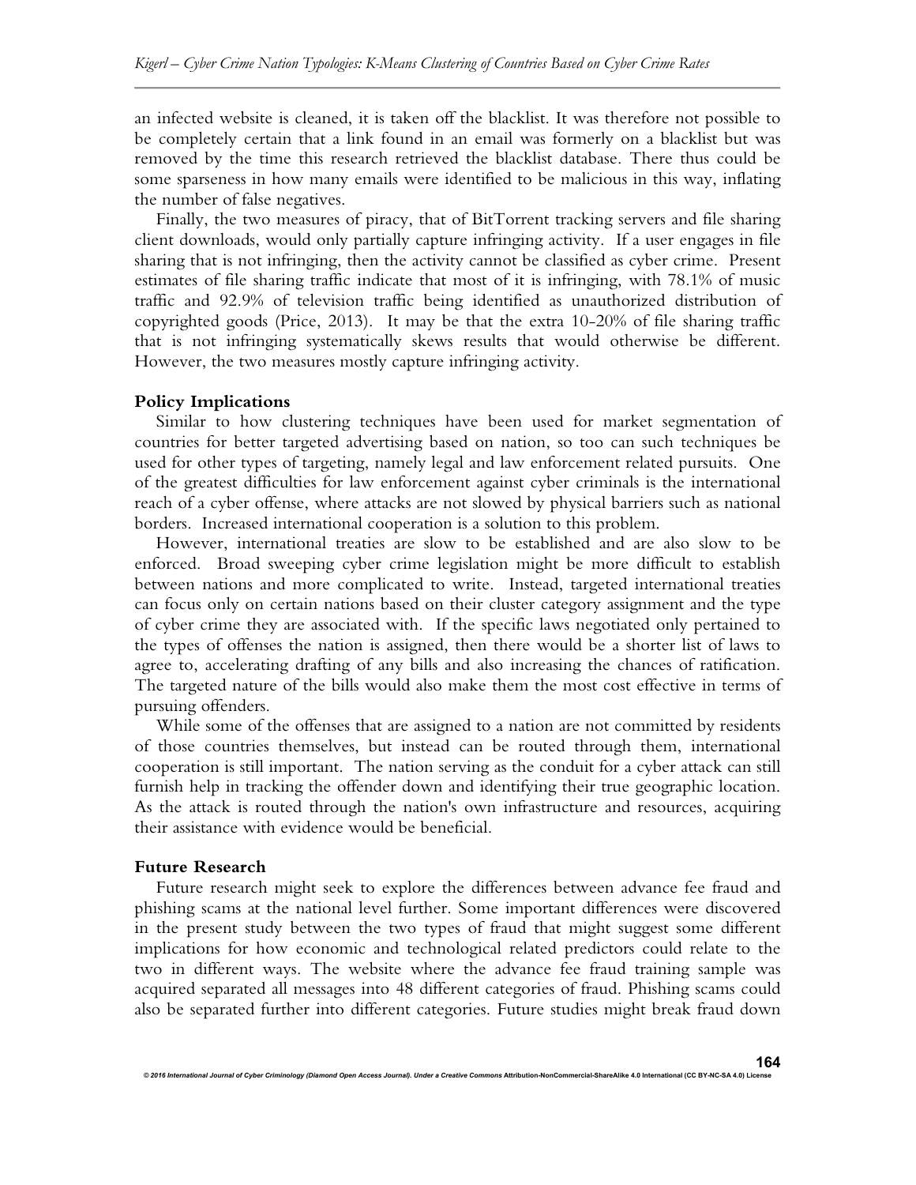an infected website is cleaned, it is taken off the blacklist. It was therefore not possible to be completely certain that a link found in an email was formerly on a blacklist but was removed by the time this research retrieved the blacklist database. There thus could be some sparseness in how many emails were identified to be malicious in this way, inflating the number of false negatives.

Finally, the two measures of piracy, that of BitTorrent tracking servers and file sharing client downloads, would only partially capture infringing activity. If a user engages in file sharing that is not infringing, then the activity cannot be classified as cyber crime. Present estimates of file sharing traffic indicate that most of it is infringing, with 78.1% of music traffic and 92.9% of television traffic being identified as unauthorized distribution of copyrighted goods (Price, 2013). It may be that the extra 10-20% of file sharing traffic that is not infringing systematically skews results that would otherwise be different. However, the two measures mostly capture infringing activity.

**Policy Implications**

Similar to how clustering techniques have been used for market segmentation of countries for better targeted advertising based on nation, so too can such techniques be used for other types of targeting, namely legal and law enforcement related pursuits. One of the greatest difficulties for law enforcement against cyber criminals is the international reach of a cyber offense, where attacks are not slowed by physical barriers such as national borders. Increased international cooperation is a solution to this problem.

However, international treaties are slow to be established and are also slow to be enforced. Broad sweeping cyber crime legislation might be more difficult to establish between nations and more complicated to write. Instead, targeted international treaties can focus only on certain nations based on their cluster category assignment and the type of cyber crime they are associated with. If the specific laws negotiated only pertained to the types of offenses the nation is assigned, then there would be a shorter list of laws to agree to, accelerating drafting of any bills and also increasing the chances of ratification. The targeted nature of the bills would also make them the most cost effective in terms of pursuing offenders.

While some of the offenses that are assigned to a nation are not committed by residents of those countries themselves, but instead can be routed through them, international cooperation is still important. The nation serving as the conduit for a cyber attack can still furnish help in tracking the offender down and identifying their true geographic location. As the attack is routed through the nation's own infrastructure and resources, acquiring their assistance with evidence would be beneficial.

**Future Research**

Future research might seek to explore the differences between advance fee fraud and phishing scams at the national level further. Some important differences were discovered in the present study between the two types of fraud that might suggest some different implications for how economic and technological related predictors could relate to the two in different ways. The website where the advance fee fraud training sample was acquired separated all messages into 48 different categories of fraud. Phishing scams could also be separated further into different categories. Future studies might break fraud down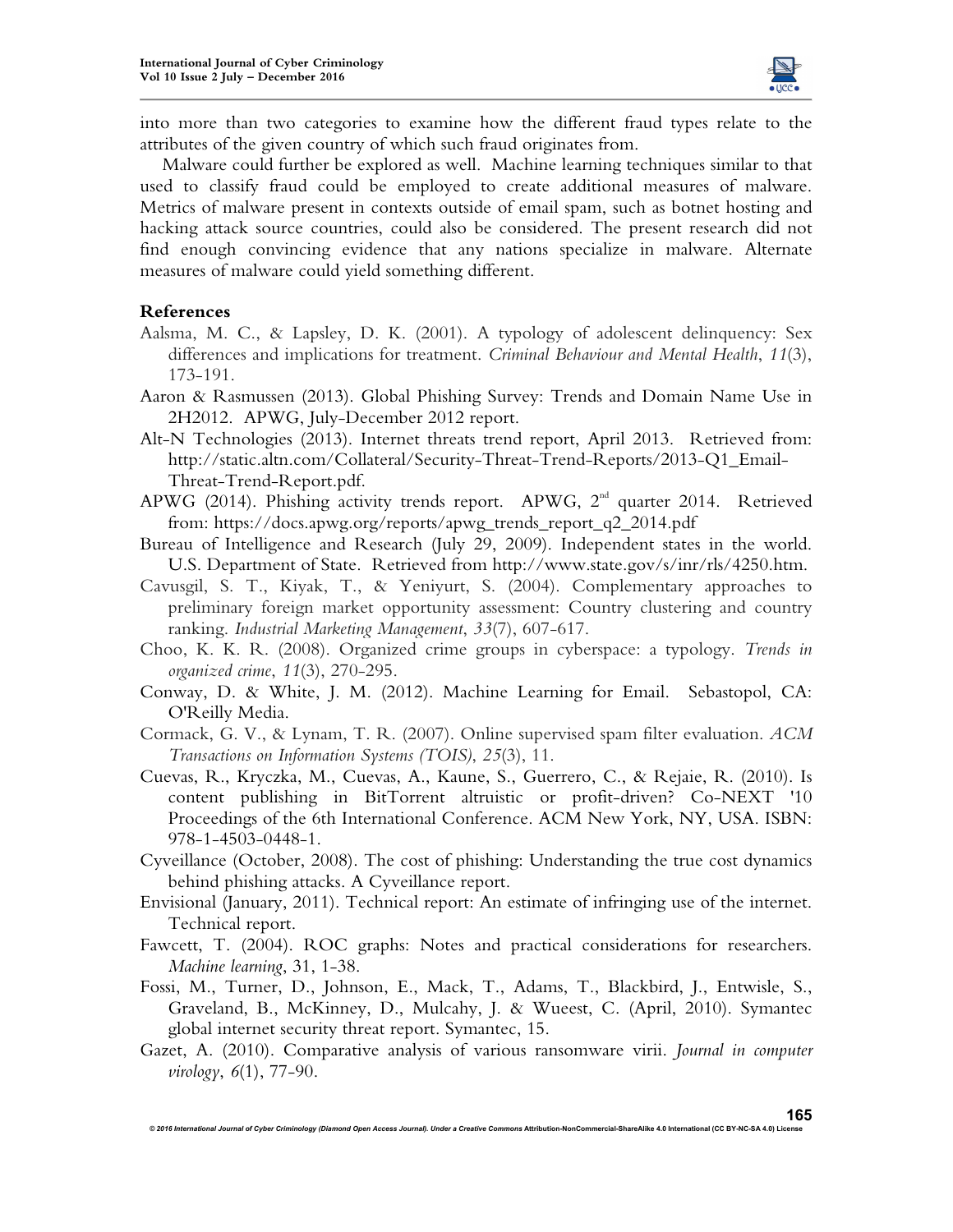into more than two categories to examine how the different fraud types relate to the attributes of the given country of which such fraud originates from.

Malware could further be explored as well. Machine learning techniques similar to that used to classify fraud could be employed to create additional measures of malware. Metrics of malware present in contexts outside of email spam, such as botnet hosting and hacking attack source countries, could also be considered. The present research did not find enough convincing evidence that any nations specialize in malware. Alternate measures of malware could yield something different.

## References

Aalsma, M. C., & Lapsley, D. K. (2001). A typology of adolescent delinquency: Sex differences and implications for treatment. *Criminal Behaviour and Mental Health*, *11*(3), 173-191.

Aaron & Rasmussen (2013). Global Phishing Survey: Trends and Domain Name Use in 2H2012. APWG, July-December 2012 report.

Alt-N Technologies (2013). Internet threats trend report, April 2013. Retrieved from: http://static.altn.com/Collateral/Security-Threat-Trend-Reports/2013-Q1_Email-Threat-Trend-Report.pdf.

APWG (2014). Phishing activity trends report. APWG, 2nd quarter 2014. Retrieved from: https://docs.apwg.org/reports/apwg_trends_report_q2_2014.pdf

Bureau of Intelligence and Research (July 29, 2009). Independent states in the world. U.S. Department of State. Retrieved from http://www.state.gov/s/inr/rls/4250.htm.

Cavusgil, S. T., Kiyak, T., & Yeniyurt, S. (2004). Complementary approaches to preliminary foreign market opportunity assessment: Country clustering and country ranking. *Industrial Marketing Management*, *33*(7), 607-617.

Choo, K. K. R. (2008). Organized crime groups in cyberspace: a typology. *Trends in organized crime*, *11*(3), 270-295.

Conway, D. & White, J. M. (2012). Machine Learning for Email. Sebastopol, CA: O'Reilly Media.

Cormack, G. V., & Lynam, T. R. (2007). Online supervised spam filter evaluation. *ACM Transactions on Information Systems (TOIS)*, *25*(3), 11.

Cuevas, R., Kryczka, M., Cuevas, A., Kaune, S., Guerrero, C., & Rejaie, R. (2010). Is content publishing in BitTorrent altruistic or profit-driven? Co-NEXT '10 Proceedings of the 6th International Conference. ACM New York, NY, USA. ISBN: 978-1-4503-0448-1.

Cyveillance (October, 2008). The cost of phishing: Understanding the true cost dynamics behind phishing attacks. A Cyveillance report.

Envisional (January, 2011). Technical report: An estimate of infringing use of the internet. Technical report.

Fawcett, T. (2004). ROC graphs: Notes and practical considerations for researchers. *Machine learning*, 31, 1-38.

Fossi, M., Turner, D., Johnson, E., Mack, T., Adams, T., Blackbird, J., Entwisle, S., Graveland, B., McKinney, D., Mulcahy, J. & Wueest, C. (April, 2010). Symantec global internet security threat report. Symantec, 15.

Gazet, A. (2010). Comparative analysis of various ransomware virii. *Journal in computer virology*, *6*(1), 77-90.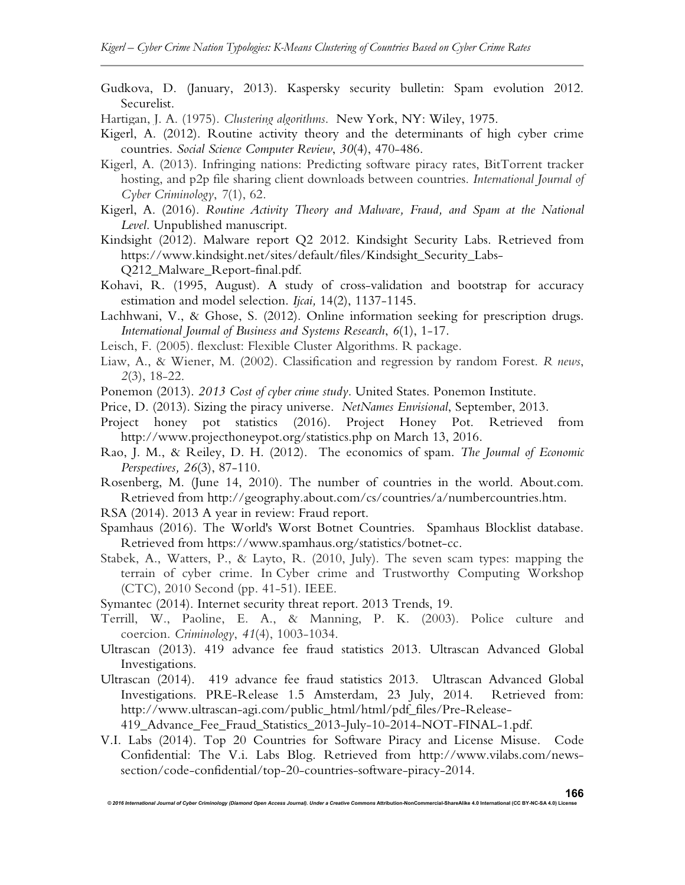Gudkova, D. (January, 2013). Kaspersky security bulletin: Spam evolution 2012. Securelist.

Hartigan, J. A. (1975). *Clustering algorithms*. New York, NY: Wiley, 1975.

Kigerl, A. (2012). Routine activity theory and the determinants of high cyber crime countries. *Social Science Computer Review*, *30*(4), 470-486.

Kigerl, A. (2013). Infringing nations: Predicting software piracy rates, BitTorrent tracker hosting, and p2p file sharing client downloads between countries. *International Journal of Cyber Criminology*, 7(1), 62.

Kigerl, A. (2016). *Routine Activity Theory and Malware, Fraud, and Spam at the National Level*. Unpublished manuscript.

Kindsight (2012). Malware report Q2 2012. Kindsight Security Labs. Retrieved from https://www.kindsight.net/sites/default/files/Kindsight_Security_Labs-Q212_Malware_Report-final.pdf.

Kohavi, R. (1995, August). A study of cross-validation and bootstrap for accuracy estimation and model selection. *Ijcai,* 14(2), 1137-1145.

Lachhwani, V., & Ghose, S. (2012). Online information seeking for prescription drugs. *International Journal of Business and Systems Research*, *6*(1), 1-17.

Leisch, F. (2005). flexclust: Flexible Cluster Algorithms. R package.

Liaw, A., & Wiener, M. (2002). Classification and regression by random Forest. *R news*, *2*(3), 18-22.

Ponemon (2013). *2013 Cost of cyber crime study*. United States. Ponemon Institute.

Price, D. (2013). Sizing the piracy universe. *NetNames Envisional*, September, 2013.

Project honey pot statistics (2016). Project Honey Pot. Retrieved from http://www.projecthoneypot.org/statistics.php on March 13, 2016.

Rao, J. M., & Reiley, D. H. (2012). The economics of spam. *The Journal of Economic Perspectives, 26*(3), 87-110.

Rosenberg, M. (June 14, 2010). The number of countries in the world. About.com. Retrieved from http://geography.about.com/cs/countries/a/numbercountries.htm.

RSA (2014). 2013 A year in review: Fraud report.

Spamhaus (2016). The World's Worst Botnet Countries. Spamhaus Blocklist database. Retrieved from https://www.spamhaus.org/statistics/botnet-cc.

Stabek, A., Watters, P., & Layto, R. (2010, July). The seven scam types: mapping the terrain of cyber crime. In Cyber crime and Trustworthy Computing Workshop (CTC), 2010 Second (pp. 41-51). IEEE.

Symantec (2014). Internet security threat report. 2013 Trends, 19.

Terrill, W., Paoline, E. A., & Manning, P. K. (2003). Police culture and coercion. *Criminology*, *41*(4), 1003-1034.

Ultrascan (2013). 419 advance fee fraud statistics 2013. Ultrascan Advanced Global Investigations.

Ultrascan (2014). 419 advance fee fraud statistics 2013. Ultrascan Advanced Global Investigations. PRE-Release 1.5 Amsterdam, 23 July, 2014. Retrieved from: http://www.ultrascan-agi.com/public_html/html/pdf_files/Pre-Release-419_Advance_Fee_Fraud_Statistics_2013-July-10-2014-NOT-FINAL-1.pdf.

V.I. Labs (2014). Top 20 Countries for Software Piracy and License Misuse. Code Confidential: The V.i. Labs Blog. Retrieved from http://www.vilabs.com/news-section/code-confidential/top-20-countries-software-piracy-2014.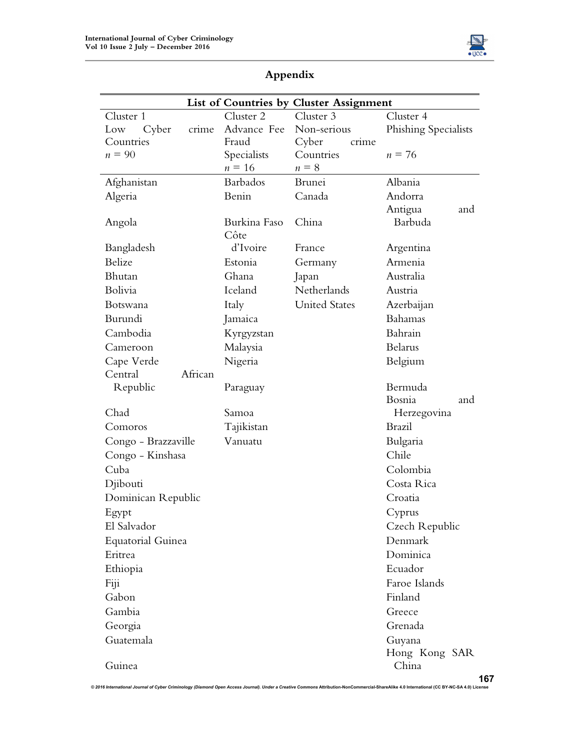## Appendix

| List of Countries by Cluster Assignment | | | |
|---|---|---|---|
| Cluster 1<br>Low Cyber crime Countries<br>$n$ = 90 | Cluster 2<br>Advance Fee Fraud Specialists<br>$n$ = 16 | Cluster 3<br>Non-serious Cyber crime Countries<br>$n$ = 8 | Cluster 4<br>Phishing Specialists<br><br>$n$ = 76 |
| Afghanistan | Barbados | Brunei | Albania |
| Algeria | Benin | Canada | Andorra |
| Angola | Burkina Faso | China | Antigua and Barbuda |
| Bangladesh | Côte d'Ivoire | France | Argentina |
| Belize | Estonia | Germany | Armenia |
| Bhutan | Ghana | Japan | Australia |
| Bolivia | Iceland | Netherlands | Austria |
| Botswana | Italy | United States | Azerbaijan |
| Burundi | Jamaica | | Bahamas |
| Cambodia | Kyrgyzstan | | Bahrain |
| Cameroon | Malaysia | | Belarus |
| Cape Verde | Nigeria | | Belgium |
| Central African Republic | Paraguay | | Bermuda |
| Chad | Samoa | | Bosnia and Herzegovina |
| Comoros | Tajikistan | | Brazil |
| Congo - Brazzaville | Vanuatu | | Bulgaria |
| Congo - Kinshasa | | | Chile |
| Cuba | | | Colombia |
| Djibouti | | | Costa Rica |
| Dominican Republic | | | Croatia |
| Egypt | | | Cyprus |
| El Salvador | | | Czech Republic |
| Equatorial Guinea | | | Denmark |
| Eritrea | | | Dominica |
| Ethiopia | | | Ecuador |
| Fiji | | | Faroe Islands |
| Gabon | | | Finland |
| Gambia | | | Greece |
| Georgia | | | Grenada |
| Guatemala | | | Guyana |
| Guinea | | | Hong Kong SAR China |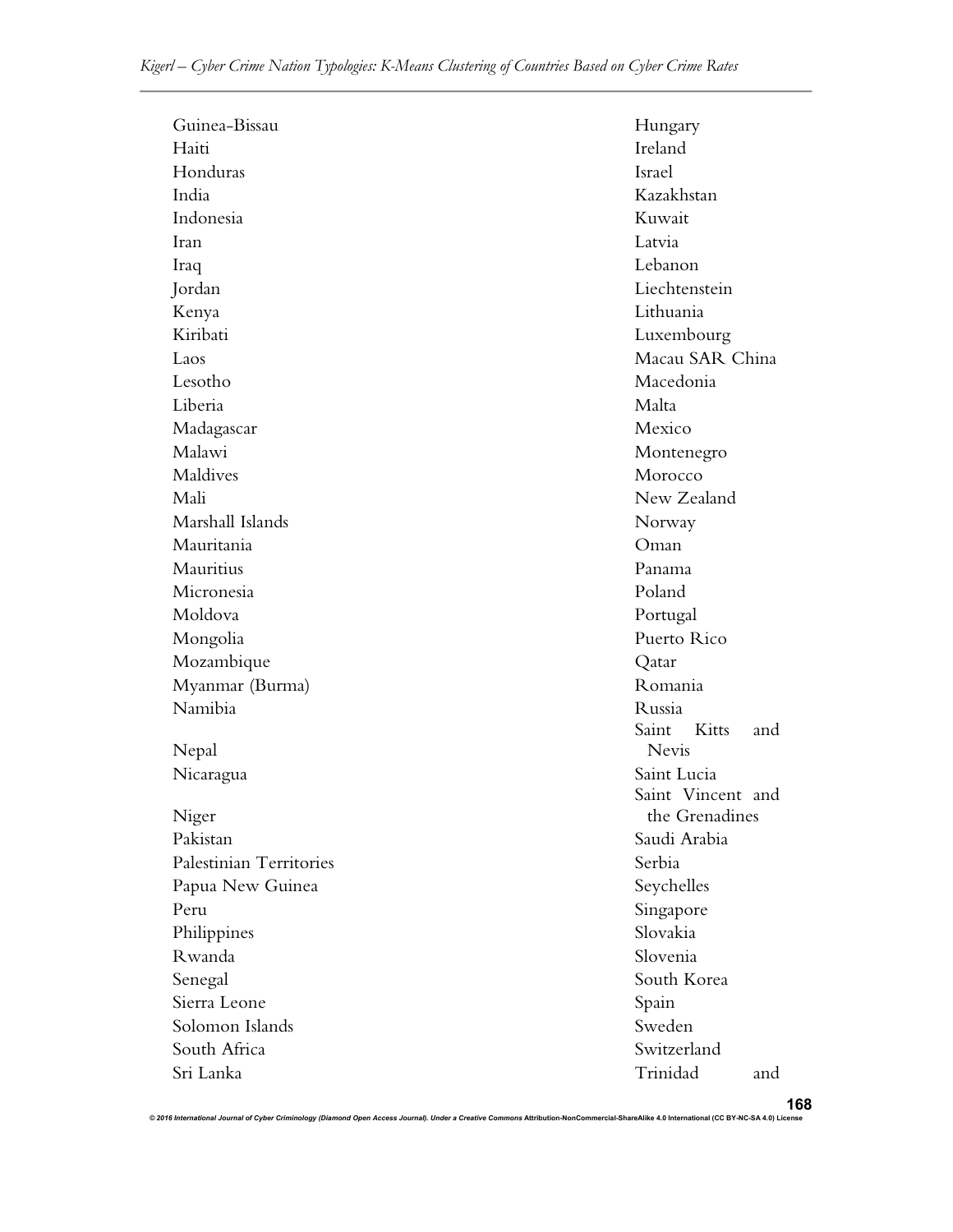Guinea-Bissau
Haiti
Honduras
India
Indonesia
Iran
Iraq
Jordan
Kenya
Kiribati
Laos
Lesotho
Liberia
Madagascar
Malawi
Maldives
Mali
Marshall Islands
Mauritania
Mauritius
Micronesia
Moldova
Mongolia
Mozambique
Myanmar (Burma)
Namibia
Nepal
Nicaragua
Niger
Pakistan
Palestinian Territories
Papua New Guinea
Peru
Philippines
Rwanda
Senegal
Sierra Leone
Solomon Islands
South Africa
Sri Lanka

Hungary
Ireland
Israel
Kazakhstan
Kuwait
Latvia
Lebanon
Liechtenstein
Lithuania
Luxembourg
Macau SAR China
Macedonia
Malta
Mexico
Montenegro
Morocco
New Zealand
Norway
Oman
Panama
Poland
Portugal
Puerto Rico
Qatar
Romania
Russia
Saint Kitts and Nevis
Saint Lucia
Saint Vincent and the Grenadines
Saudi Arabia
Serbia
Seychelles
Singapore
Slovakia
Slovenia
South Korea
Spain
Sweden
Switzerland
Trinidad and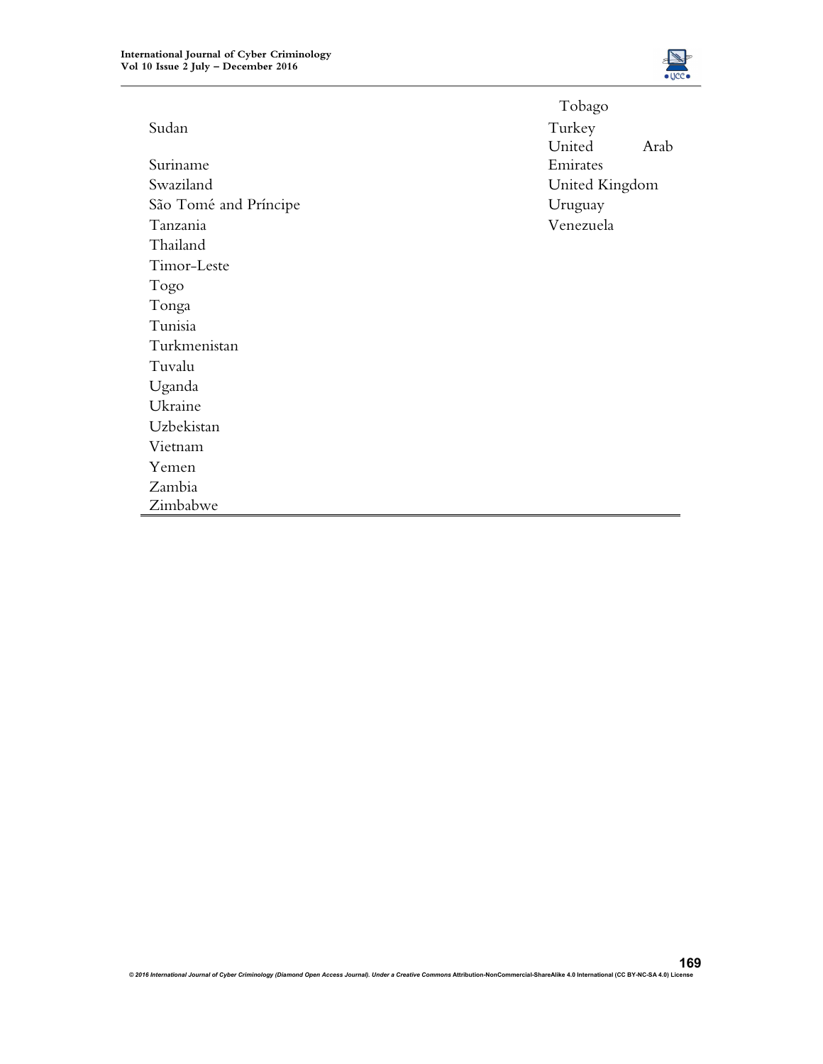| | |
|---|---|
| | Tobago |
| Sudan | Turkey |
| Suriname | United Arab Emirates |
| Swaziland | United Kingdom |
| São Tomé and Príncipe | Uruguay |
| Tanzania | Venezuela |
| Thailand | |
| Timor-Leste | |
| Togo | |
| Tonga | |
| Tunisia | |
| Turkmenistan | |
| Tuvalu | |
| Uganda | |
| Ukraine | |
| Uzbekistan | |
| Vietnam | |
| Yemen | |
| Zambia | |
| Zimbabwe | |